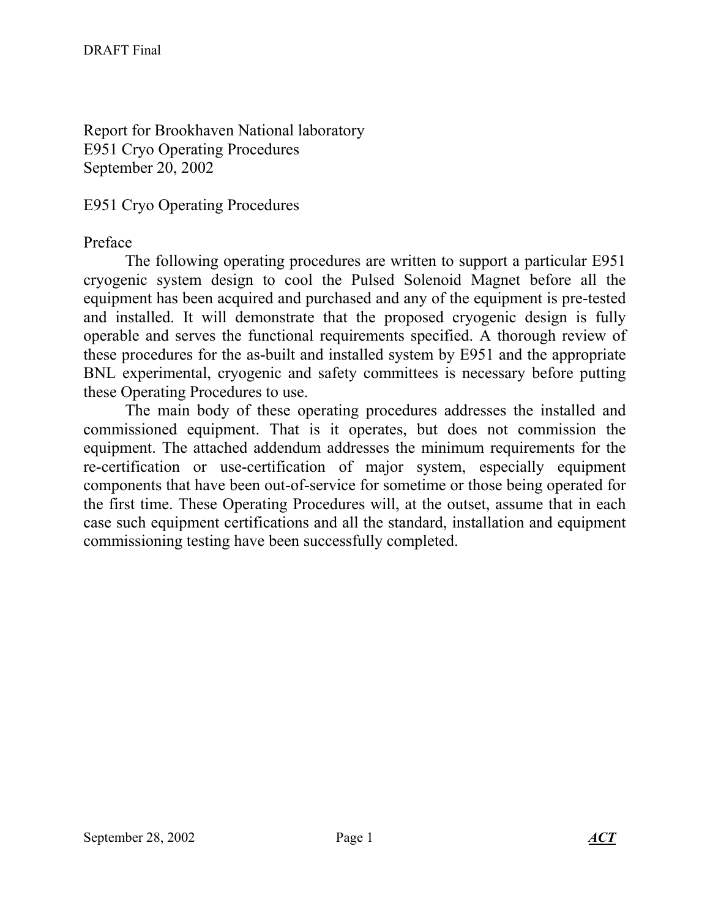DRAFT Final

Report for Brookhaven National laboratory
E951 Cryo Operating Procedures
September 20, 2002

# E951 Cryo Operating Procedures

## Preface

The following operating procedures are written to support a particular E951 cryogenic system design to cool the Pulsed Solenoid Magnet before all the equipment has been acquired and purchased and any of the equipment is pre-tested and installed. It will demonstrate that the proposed cryogenic design is fully operable and serves the functional requirements specified. A thorough review of these procedures for the as-built and installed system by E951 and the appropriate BNL experimental, cryogenic and safety committees is necessary before putting these Operating Procedures to use.

The main body of these operating procedures addresses the installed and commissioned equipment. That is it operates, but does not commission the equipment. The attached addendum addresses the minimum requirements for the re-certification or use-certification of major system, especially equipment components that have been out-of-service for sometime or those being operated for the first time. These Operating Procedures will, at the outset, assume that in each case such equipment certifications and all the standard, installation and equipment commissioning testing have been successfully completed.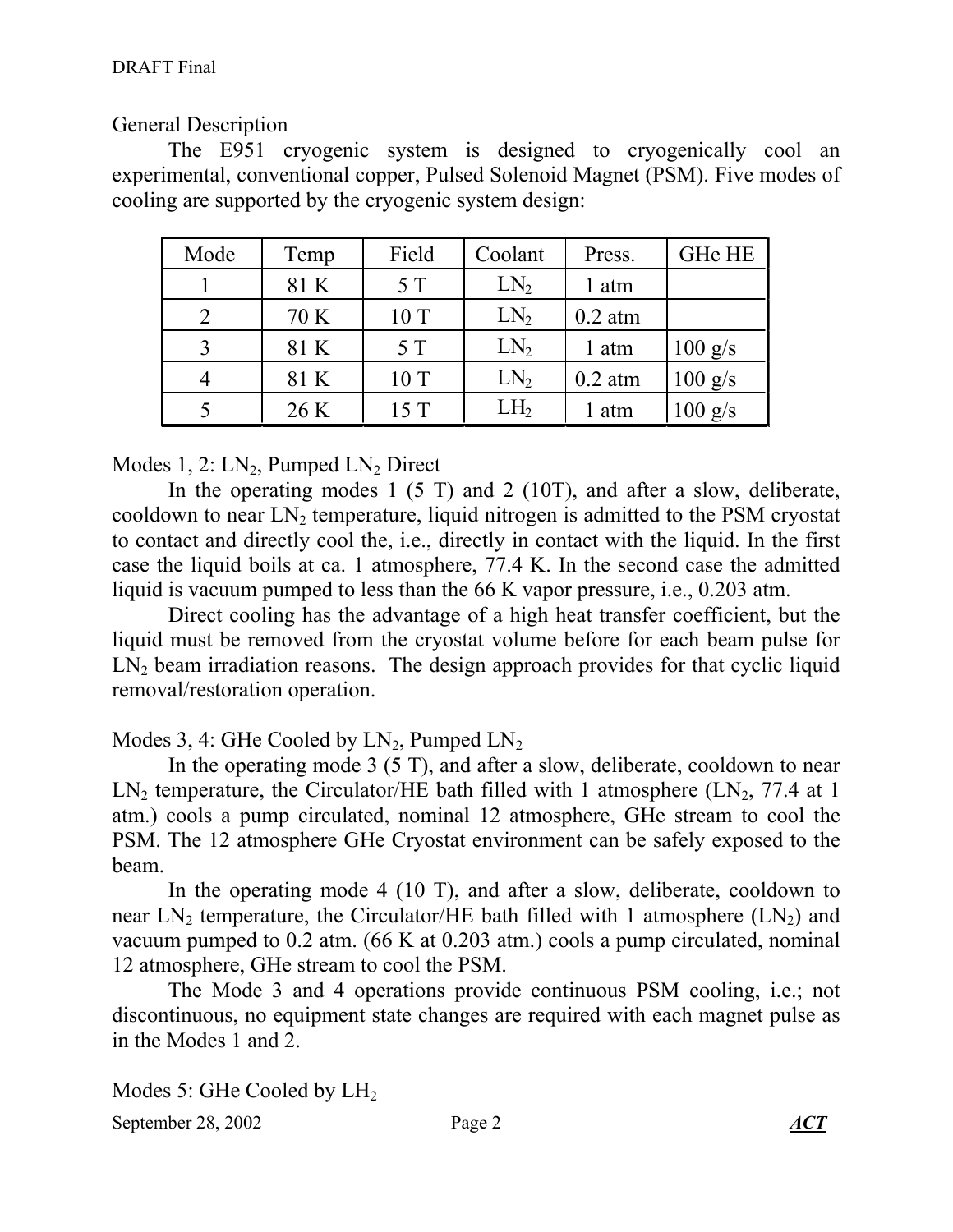## General Description

The E951 cryogenic system is designed to cryogenically cool an experimental, conventional copper, Pulsed Solenoid Magnet (PSM). Five modes of cooling are supported by the cryogenic system design:

| Mode | Temp | Field | Coolant | Press. | GHe HE |
|---|---|---|---|---|---|
| 1 | 81 K | 5 T | $LN_2$ | 1 atm | |
| 2 | 70 K | 10 T | $LN_2$ | 0.2 atm | |
| 3 | 81 K | 5 T | $LN_2$ | 1 atm | 100 g/s |
| 4 | 81 K | 10 T | $LN_2$ | 0.2 atm | 100 g/s |
| 5 | 26 K | 15 T | $LH_2$ | 1 atm | 100 g/s |

### Modes 1, 2: $LN_2$, Pumped $LN_2$ Direct

In the operating modes 1 (5 T) and 2 (10T), and after a slow, deliberate, cooldown to near $LN_2$ temperature, liquid nitrogen is admitted to the PSM cryostat to contact and directly cool the, i.e., directly in contact with the liquid. In the first case the liquid boils at ca. 1 atmosphere, 77.4 K. In the second case the admitted liquid is vacuum pumped to less than the 66 K vapor pressure, i.e., 0.203 atm.

Direct cooling has the advantage of a high heat transfer coefficient, but the liquid must be removed from the cryostat volume before for each beam pulse for $LN_2$ beam irradiation reasons. The design approach provides for that cyclic liquid removal/restoration operation.

### Modes 3, 4: GHe Cooled by $LN_2$, Pumped $LN_2$

In the operating mode 3 (5 T), and after a slow, deliberate, cooldown to near $LN_2$ temperature, the Circulator/HE bath filled with 1 atmosphere ($LN_2$, 77.4 at 1 atm.) cools a pump circulated, nominal 12 atmosphere, GHe stream to cool the PSM. The 12 atmosphere GHe Cryostat environment can be safely exposed to the beam.

In the operating mode 4 (10 T), and after a slow, deliberate, cooldown to near $LN_2$ temperature, the Circulator/HE bath filled with 1 atmosphere ($LN_2$) and vacuum pumped to 0.2 atm. (66 K at 0.203 atm.) cools a pump circulated, nominal 12 atmosphere, GHe stream to cool the PSM.

The Mode 3 and 4 operations provide continuous PSM cooling, i.e.; not discontinuous, no equipment state changes are required with each magnet pulse as in the Modes 1 and 2.

### Modes 5: GHe Cooled by $LH_2$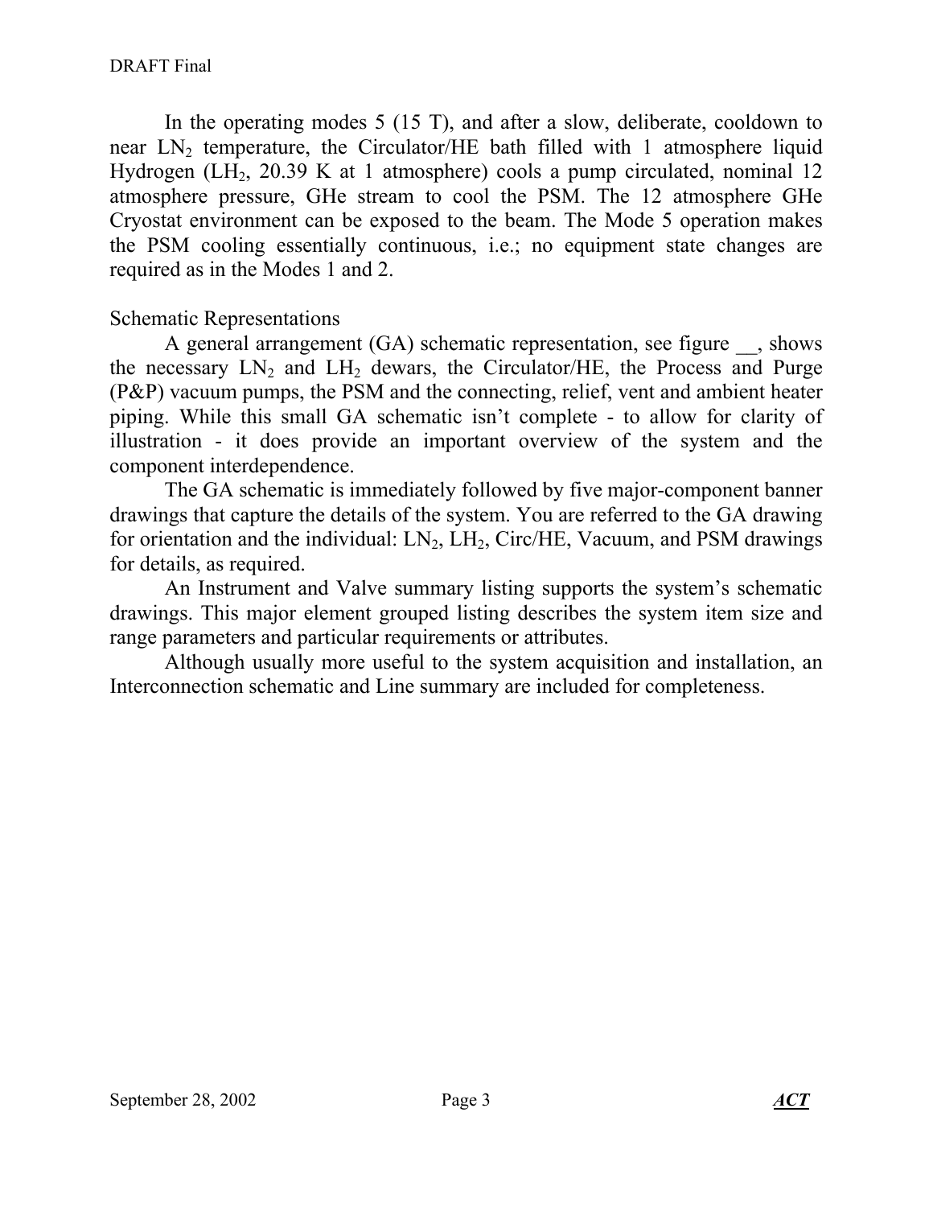In the operating modes 5 (15 T), and after a slow, deliberate, cooldown to near $LN_2$ temperature, the Circulator/HE bath filled with 1 atmosphere liquid Hydrogen ($LH_2$, 20.39 K at 1 atmosphere) cools a pump circulated, nominal 12 atmosphere pressure, GHe stream to cool the PSM. The 12 atmosphere GHe Cryostat environment can be exposed to the beam. The Mode 5 operation makes the PSM cooling essentially continuous, i.e.; no equipment state changes are required as in the Modes 1 and 2.

## Schematic Representations

A general arrangement (GA) schematic representation, see figure __, shows the necessary $LN_2$ and $LH_2$ dewars, the Circulator/HE, the Process and Purge (P&P) vacuum pumps, the PSM and the connecting, relief, vent and ambient heater piping. While this small GA schematic isn't complete - to allow for clarity of illustration - it does provide an important overview of the system and the component interdependence.

The GA schematic is immediately followed by five major-component banner drawings that capture the details of the system. You are referred to the GA drawing for orientation and the individual: $LN_2$, $LH_2$, Circ/HE, Vacuum, and PSM drawings for details, as required.

An Instrument and Valve summary listing supports the system's schematic drawings. This major element grouped listing describes the system item size and range parameters and particular requirements or attributes.

Although usually more useful to the system acquisition and installation, an Interconnection schematic and Line summary are included for completeness.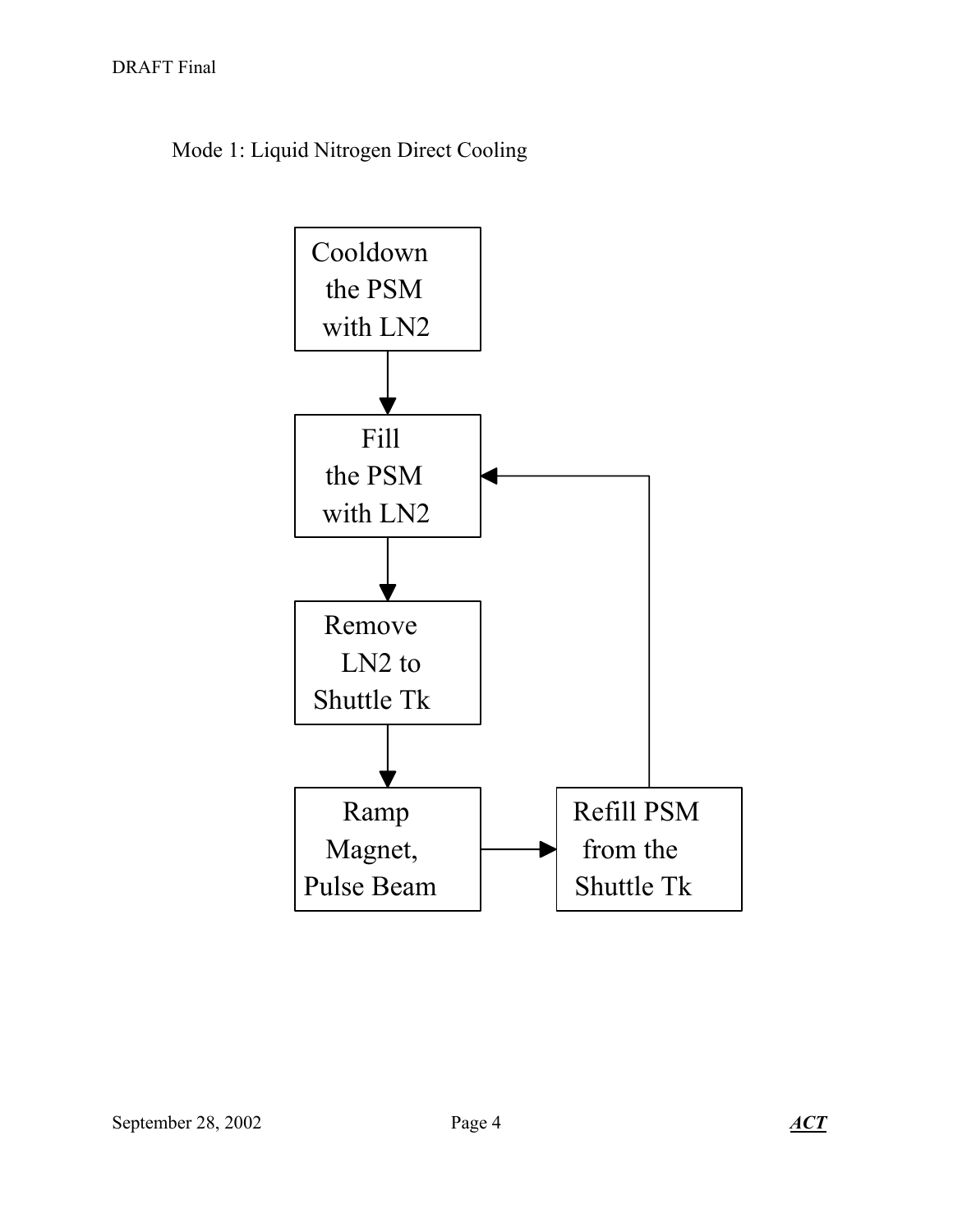Mode 1: Liquid Nitrogen Direct Cooling

Cooldown the PSM with LN2

Fill the PSM with LN2

Remove LN2 to Shuttle Tk

Ramp Magnet, Pulse Beam

Refill PSM from the Shuttle Tk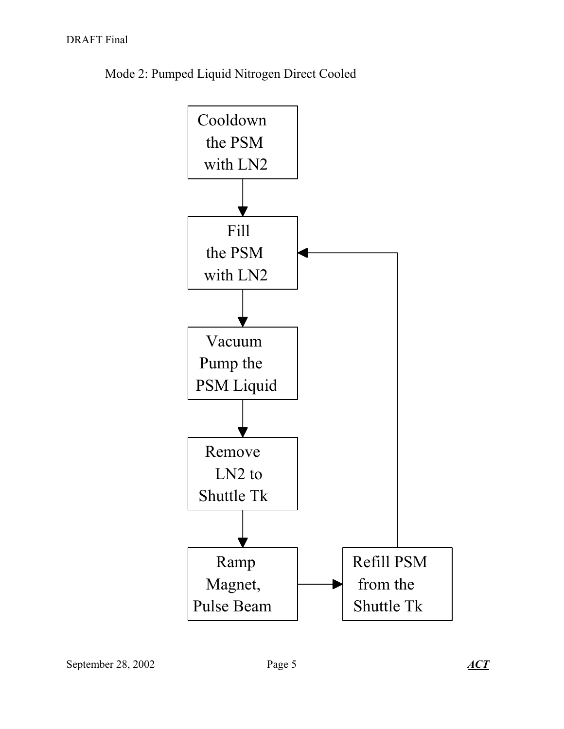Mode 2: Pumped Liquid Nitrogen Direct Cooled

Cooldown the PSM with LN2

Fill the PSM with LN2

Vacuum Pump the PSM Liquid

Remove LN2 to Shuttle Tk

Ramp Magnet, Pulse Beam

Refill PSM from the Shuttle Tk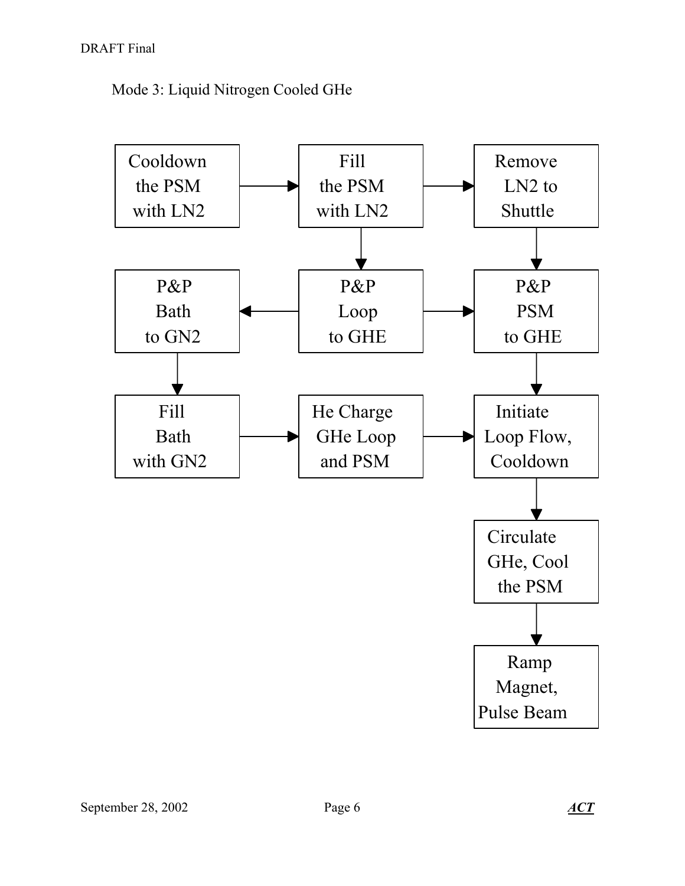Mode 3: Liquid Nitrogen Cooled GHe

Cooldown the PSM with LN2 → Fill the PSM with LN2 → Remove LN2 to Shuttle

Fill the PSM with LN2 → P&P Loop to GHE

Remove LN2 to Shuttle → P&P PSM to GHE

P&P Loop to GHE → P&P Bath to GN2

P&P Loop to GHE → P&P PSM to GHE

P&P Bath to GN2 → Fill Bath with GN2

P&P PSM to GHE → Initiate Loop Flow, Cooldown

Fill Bath with GN2 → He Charge GHe Loop and PSM → Initiate Loop Flow, Cooldown

Initiate Loop Flow, Cooldown → Circulate GHe, Cool the PSM → Ramp Magnet, Pulse Beam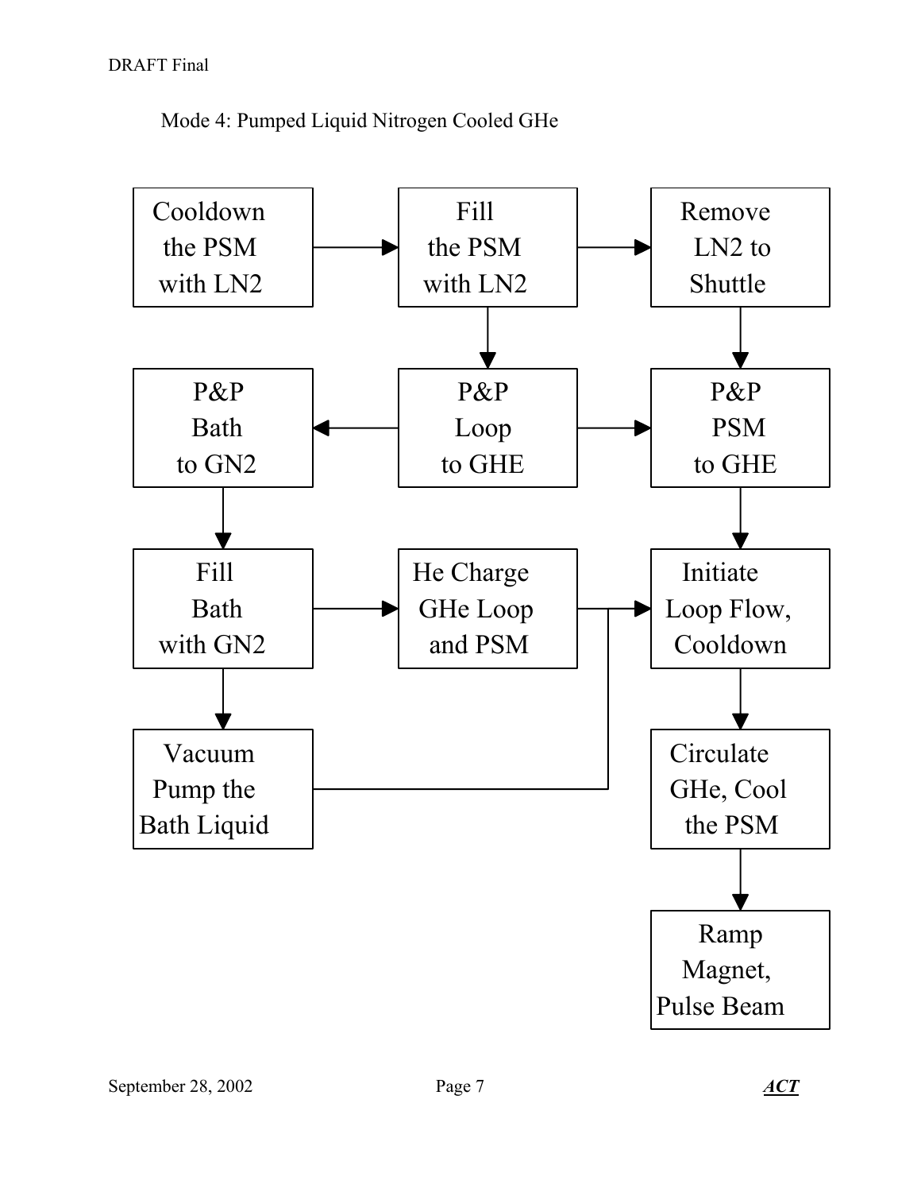Mode 4: Pumped Liquid Nitrogen Cooled GHe

Cooldown the PSM with LN2

Fill the PSM with LN2

Remove LN2 to Shuttle

P&P Bath to GN2

P&P Loop to GHE

P&P PSM to GHE

Fill Bath with GN2

He Charge GHe Loop and PSM

Initiate Loop Flow, Cooldown

Vacuum Pump the Bath Liquid

Circulate GHe, Cool the PSM

Ramp Magnet, Pulse Beam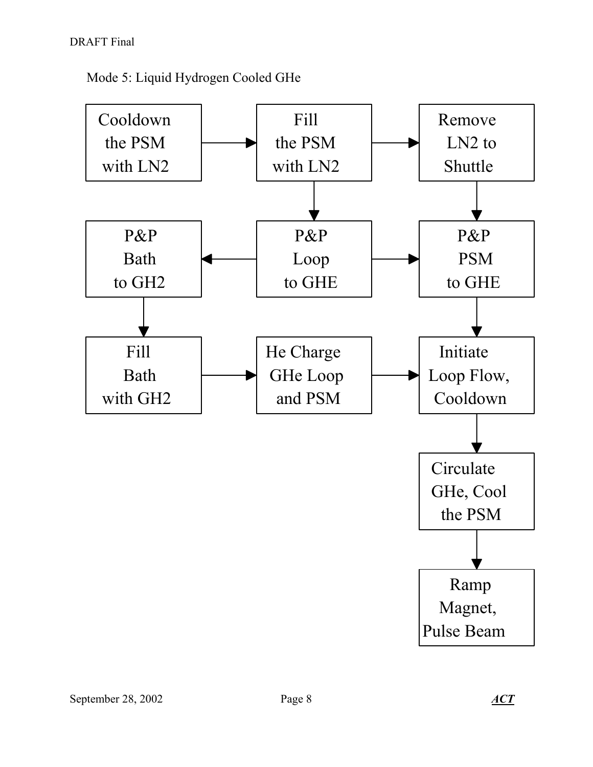Mode 5: Liquid Hydrogen Cooled GHe

Cooldown the PSM with LN2

Fill the PSM with LN2

Remove LN2 to Shuttle

P&P Bath to GH2

P&P Loop to GHE

P&P PSM to GHE

Fill Bath with GH2

He Charge GHe Loop and PSM

Initiate Loop Flow, Cooldown

Circulate GHe, Cool the PSM

Ramp Magnet, Pulse Beam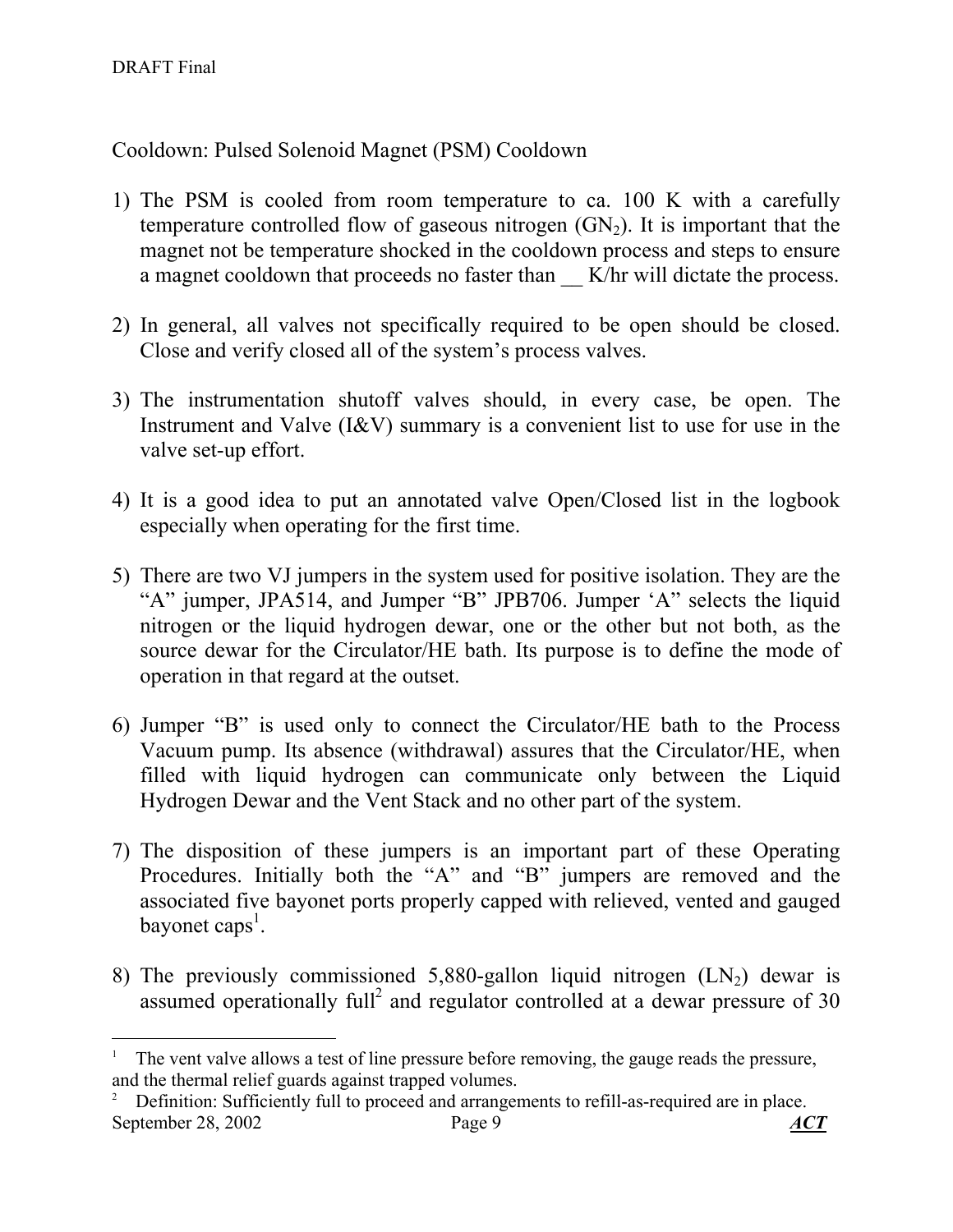Cooldown: Pulsed Solenoid Magnet (PSM) Cooldown

1) The PSM is cooled from room temperature to ca. 100 K with a carefully temperature controlled flow of gaseous nitrogen ($GN_2$). It is important that the magnet not be temperature shocked in the cooldown process and steps to ensure a magnet cooldown that proceeds no faster than __ K/hr will dictate the process.

2) In general, all valves not specifically required to be open should be closed. Close and verify closed all of the system's process valves.

3) The instrumentation shutoff valves should, in every case, be open. The Instrument and Valve (I&V) summary is a convenient list to use for use in the valve set-up effort.

4) It is a good idea to put an annotated valve Open/Closed list in the logbook especially when operating for the first time.

5) There are two VJ jumpers in the system used for positive isolation. They are the "A" jumper, JPA514, and Jumper "B" JPB706. Jumper 'A' selects the liquid nitrogen or the liquid hydrogen dewar, one or the other but not both, as the source dewar for the Circulator/HE bath. Its purpose is to define the mode of operation in that regard at the outset.

6) Jumper "B" is used only to connect the Circulator/HE bath to the Process Vacuum pump. Its absence (withdrawal) assures that the Circulator/HE, when filled with liquid hydrogen can communicate only between the Liquid Hydrogen Dewar and the Vent Stack and no other part of the system.

7) The disposition of these jumpers is an important part of these Operating Procedures. Initially both the "A" and "B" jumpers are removed and the associated five bayonet ports properly capped with relieved, vented and gauged bayonet caps[1].

8) The previously commissioned 5,880-gallon liquid nitrogen ($LN_2$) dewar is assumed operationally full[2] and regulator controlled at a dewar pressure of 30

---

[1] The vent valve allows a test of line pressure before removing, the gauge reads the pressure, and the thermal relief guards against trapped volumes.

[2] Definition: Sufficiently full to proceed and arrangements to refill-as-required are in place.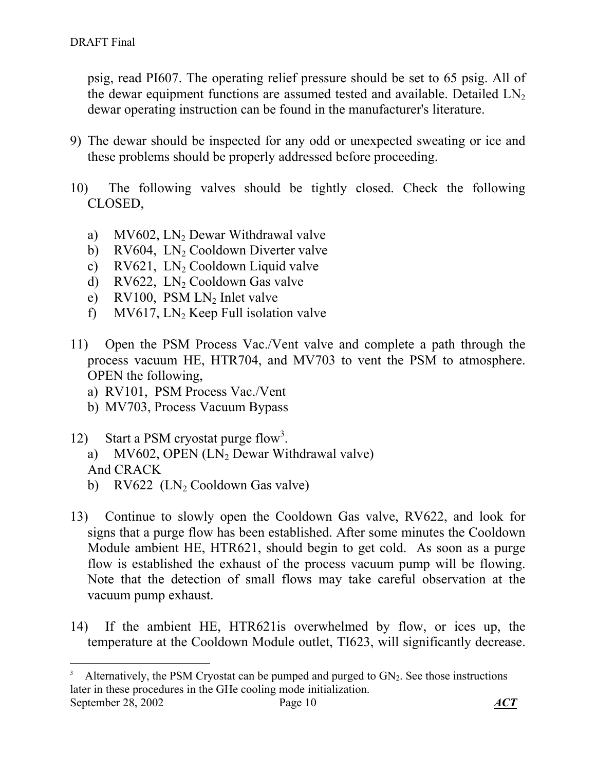psig, read PI607. The operating relief pressure should be set to 65 psig. All of the dewar equipment functions are assumed tested and available. Detailed $LN_2$ dewar operating instruction can be found in the manufacturer's literature.

9) The dewar should be inspected for any odd or unexpected sweating or ice and these problems should be properly addressed before proceeding.

10) The following valves should be tightly closed. Check the following CLOSED,

   a) MV602, $LN_2$ Dewar Withdrawal valve
   b) RV604, $LN_2$ Cooldown Diverter valve
   c) RV621, $LN_2$ Cooldown Liquid valve
   d) RV622, $LN_2$ Cooldown Gas valve
   e) RV100, PSM $LN_2$ Inlet valve
   f) MV617, $LN_2$ Keep Full isolation valve

11) Open the PSM Process Vac./Vent valve and complete a path through the process vacuum HE, HTR704, and MV703 to vent the PSM to atmosphere. OPEN the following,
   a) RV101, PSM Process Vac./Vent
   b) MV703, Process Vacuum Bypass

12) Start a PSM cryostat purge flow[3].
   a) MV602, OPEN ($LN_2$ Dewar Withdrawal valve)
   
   And CRACK
   
   b) RV622 ($LN_2$ Cooldown Gas valve)

13) Continue to slowly open the Cooldown Gas valve, RV622, and look for signs that a purge flow has been established. After some minutes the Cooldown Module ambient HE, HTR621, should begin to get cold. As soon as a purge flow is established the exhaust of the process vacuum pump will be flowing. Note that the detection of small flows may take careful observation at the vacuum pump exhaust.

14) If the ambient HE, HTR621is overwhelmed by flow, or ices up, the temperature at the Cooldown Module outlet, TI623, will significantly decrease.

[3] Alternatively, the PSM Cryostat can be pumped and purged to $GN_2$. See those instructions later in these procedures in the GHe cooling mode initialization.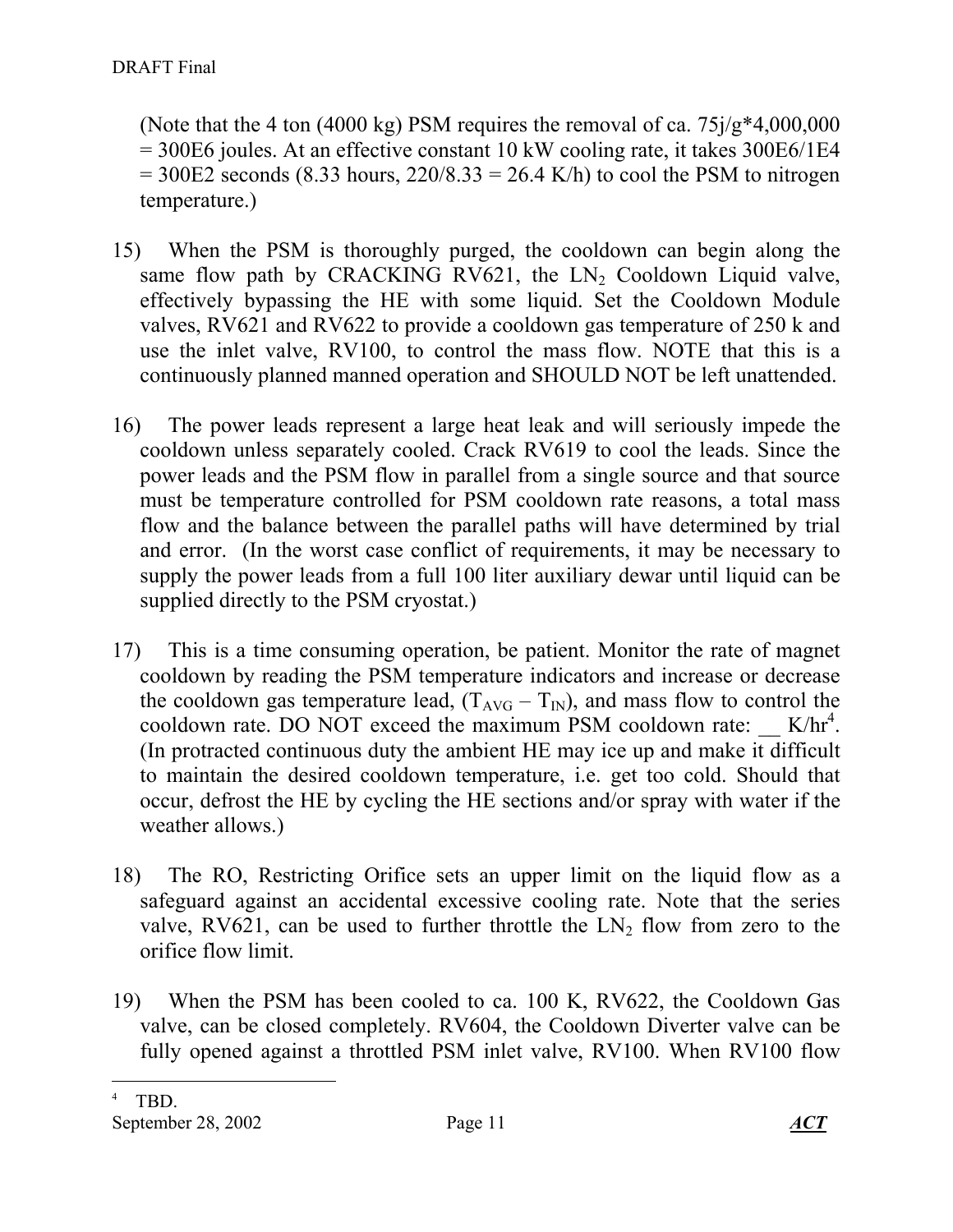(Note that the 4 ton (4000 kg) PSM requires the removal of ca. 75j/g*4,000,000 = 300E6 joules. At an effective constant 10 kW cooling rate, it takes 300E6/1E4 = 300E2 seconds (8.33 hours, 220/8.33 = 26.4 K/h) to cool the PSM to nitrogen temperature.)

15) When the PSM is thoroughly purged, the cooldown can begin along the same flow path by CRACKING RV621, the $LN_2$ Cooldown Liquid valve, effectively bypassing the HE with some liquid. Set the Cooldown Module valves, RV621 and RV622 to provide a cooldown gas temperature of 250 k and use the inlet valve, RV100, to control the mass flow. NOTE that this is a continuously planned manned operation and SHOULD NOT be left unattended.

16) The power leads represent a large heat leak and will seriously impede the cooldown unless separately cooled. Crack RV619 to cool the leads. Since the power leads and the PSM flow in parallel from a single source and that source must be temperature controlled for PSM cooldown rate reasons, a total mass flow and the balance between the parallel paths will have determined by trial and error. (In the worst case conflict of requirements, it may be necessary to supply the power leads from a full 100 liter auxiliary dewar until liquid can be supplied directly to the PSM cryostat.)

17) This is a time consuming operation, be patient. Monitor the rate of magnet cooldown by reading the PSM temperature indicators and increase or decrease the cooldown gas temperature lead, ($T_{AVG} - T_{IN}$), and mass flow to control the cooldown rate. DO NOT exceed the maximum PSM cooldown rate: __ K/hr[4]. (In protracted continuous duty the ambient HE may ice up and make it difficult to maintain the desired cooldown temperature, i.e. get too cold. Should that occur, defrost the HE by cycling the HE sections and/or spray with water if the weather allows.)

18) The RO, Restricting Orifice sets an upper limit on the liquid flow as a safeguard against an accidental excessive cooling rate. Note that the series valve, RV621, can be used to further throttle the $LN_2$ flow from zero to the orifice flow limit.

19) When the PSM has been cooled to ca. 100 K, RV622, the Cooldown Gas valve, can be closed completely. RV604, the Cooldown Diverter valve can be fully opened against a throttled PSM inlet valve, RV100. When RV100 flow

---

[4] TBD.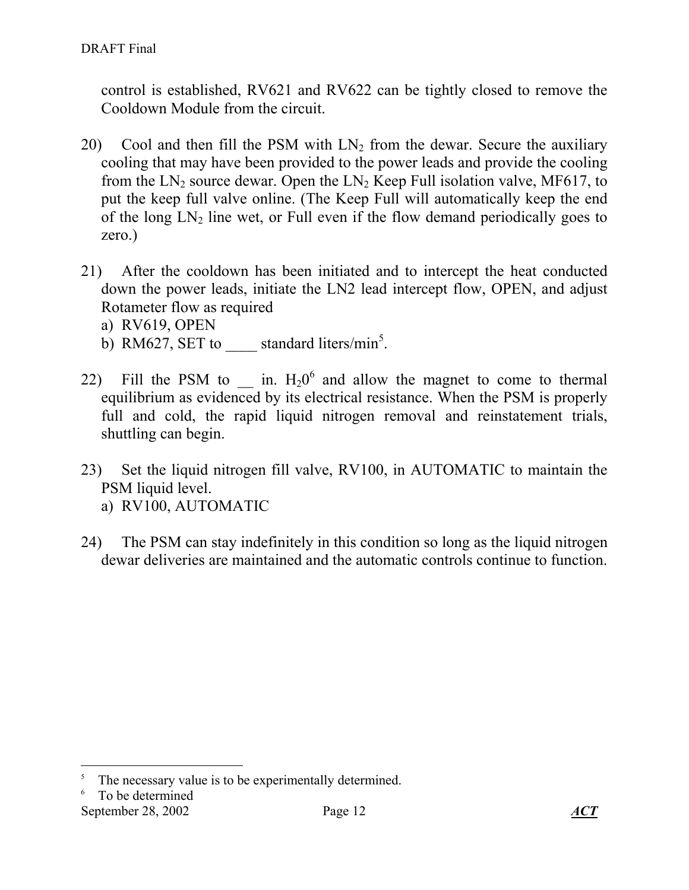control is established, RV621 and RV622 can be tightly closed to remove the Cooldown Module from the circuit.

20) Cool and then fill the PSM with $LN_2$ from the dewar. Secure the auxiliary cooling that may have been provided to the power leads and provide the cooling from the $LN_2$ source dewar. Open the $LN_2$ Keep Full isolation valve, MF617, to put the keep full valve online. (The Keep Full will automatically keep the end of the long $LN_2$ line wet, or Full even if the flow demand periodically goes to zero.)

21) After the cooldown has been initiated and to intercept the heat conducted down the power leads, initiate the LN2 lead intercept flow, OPEN, and adjust Rotameter flow as required
   a) RV619, OPEN
   b) RM627, SET to ____ standard liters/min[5].

22) Fill the PSM to __ in. $H_20$[6] and allow the magnet to come to thermal equilibrium as evidenced by its electrical resistance. When the PSM is properly full and cold, the rapid liquid nitrogen removal and reinstatement trials, shuttling can begin.

23) Set the liquid nitrogen fill valve, RV100, in AUTOMATIC to maintain the PSM liquid level.
   a) RV100, AUTOMATIC

24) The PSM can stay indefinitely in this condition so long as the liquid nitrogen dewar deliveries are maintained and the automatic controls continue to function.

---

[5] The necessary value is to be experimentally determined.

[6] To be determined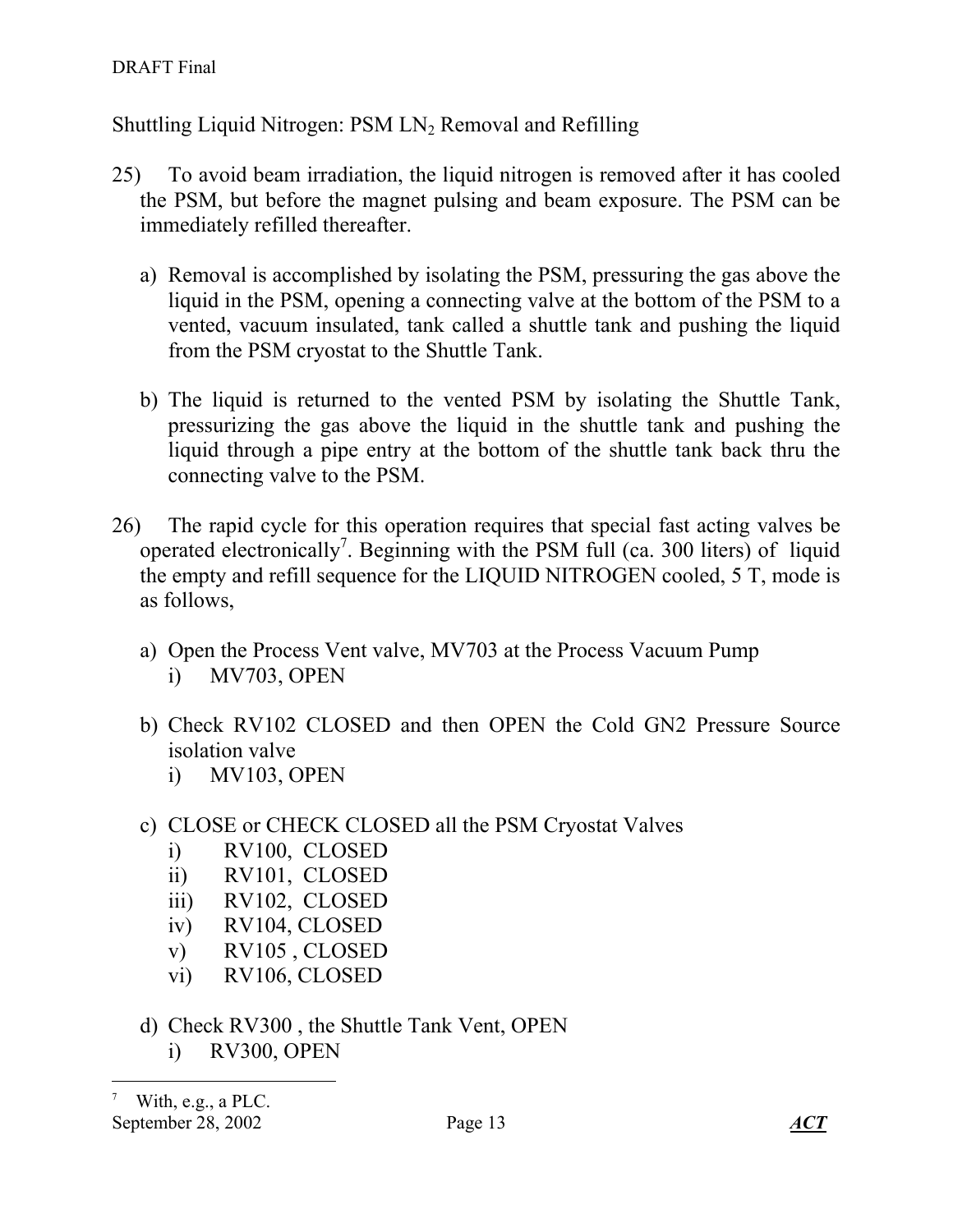Shuttling Liquid Nitrogen: PSM $LN_2$ Removal and Refilling

25) To avoid beam irradiation, the liquid nitrogen is removed after it has cooled the PSM, but before the magnet pulsing and beam exposure. The PSM can be immediately refilled thereafter.

   a) Removal is accomplished by isolating the PSM, pressuring the gas above the liquid in the PSM, opening a connecting valve at the bottom of the PSM to a vented, vacuum insulated, tank called a shuttle tank and pushing the liquid from the PSM cryostat to the Shuttle Tank.

   b) The liquid is returned to the vented PSM by isolating the Shuttle Tank, pressurizing the gas above the liquid in the shuttle tank and pushing the liquid through a pipe entry at the bottom of the shuttle tank back thru the connecting valve to the PSM.

26) The rapid cycle for this operation requires that special fast acting valves be operated electronically[7]. Beginning with the PSM full (ca. 300 liters) of liquid the empty and refill sequence for the LIQUID NITROGEN cooled, 5 T, mode is as follows,

   a) Open the Process Vent valve, MV703 at the Process Vacuum Pump
      i) MV703, OPEN

   b) Check RV102 CLOSED and then OPEN the Cold GN2 Pressure Source isolation valve
      i) MV103, OPEN

   c) CLOSE or CHECK CLOSED all the PSM Cryostat Valves
      i) RV100, CLOSED
      ii) RV101, CLOSED
      iii) RV102, CLOSED
      iv) RV104, CLOSED
      v) RV105 , CLOSED
      vi) RV106, CLOSED

   d) Check RV300 , the Shuttle Tank Vent, OPEN
      i) RV300, OPEN

[7] With, e.g., a PLC.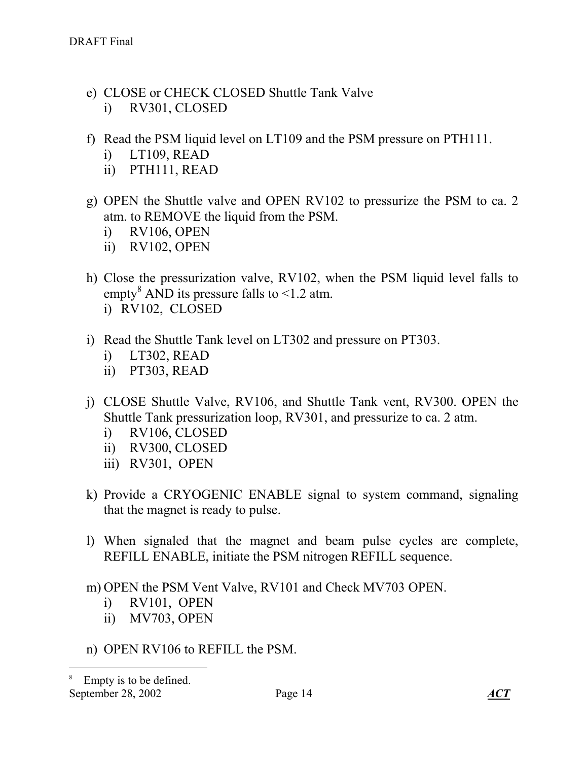e) CLOSE or CHECK CLOSED Shuttle Tank Valve
    i) RV301, CLOSED

f) Read the PSM liquid level on LT109 and the PSM pressure on PTH111.
    i) LT109, READ
    ii) PTH111, READ

g) OPEN the Shuttle valve and OPEN RV102 to pressurize the PSM to ca. 2 atm. to REMOVE the liquid from the PSM.
    i) RV106, OPEN
    ii) RV102, OPEN

h) Close the pressurization valve, RV102, when the PSM liquid level falls to empty[8] AND its pressure falls to <1.2 atm.
    i) RV102, CLOSED

i) Read the Shuttle Tank level on LT302 and pressure on PT303.
    i) LT302, READ
    ii) PT303, READ

j) CLOSE Shuttle Valve, RV106, and Shuttle Tank vent, RV300. OPEN the Shuttle Tank pressurization loop, RV301, and pressurize to ca. 2 atm.
    i) RV106, CLOSED
    ii) RV300, CLOSED
    iii) RV301, OPEN

k) Provide a CRYOGENIC ENABLE signal to system command, signaling that the magnet is ready to pulse.

l) When signaled that the magnet and beam pulse cycles are complete, REFILL ENABLE, initiate the PSM nitrogen REFILL sequence.

m) OPEN the PSM Vent Valve, RV101 and Check MV703 OPEN.
    i) RV101, OPEN
    ii) MV703, OPEN

n) OPEN RV106 to REFILL the PSM.

---

[8] Empty is to be defined.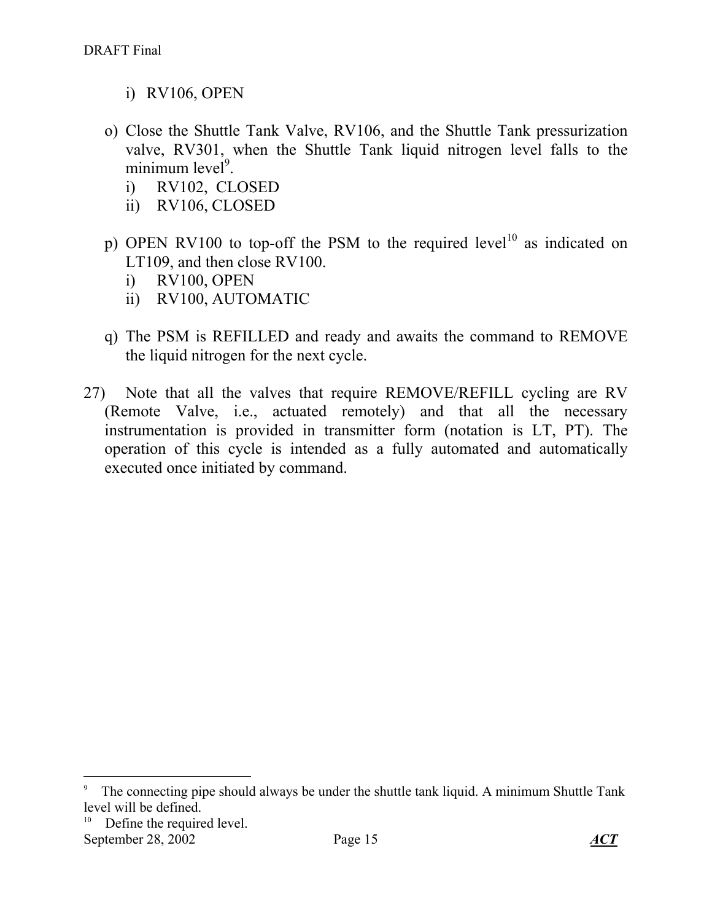i) RV106, OPEN

o) Close the Shuttle Tank Valve, RV106, and the Shuttle Tank pressurization valve, RV301, when the Shuttle Tank liquid nitrogen level falls to the minimum level[9].
   i) RV102, CLOSED
   ii) RV106, CLOSED

p) OPEN RV100 to top-off the PSM to the required level[10] as indicated on LT109, and then close RV100.
   i) RV100, OPEN
   ii) RV100, AUTOMATIC

q) The PSM is REFILLED and ready and awaits the command to REMOVE the liquid nitrogen for the next cycle.

27) Note that all the valves that require REMOVE/REFILL cycling are RV (Remote Valve, i.e., actuated remotely) and that all the necessary instrumentation is provided in transmitter form (notation is LT, PT). The operation of this cycle is intended as a fully automated and automatically executed once initiated by command.

---

[9] The connecting pipe should always be under the shuttle tank liquid. A minimum Shuttle Tank level will be defined.

[10] Define the required level.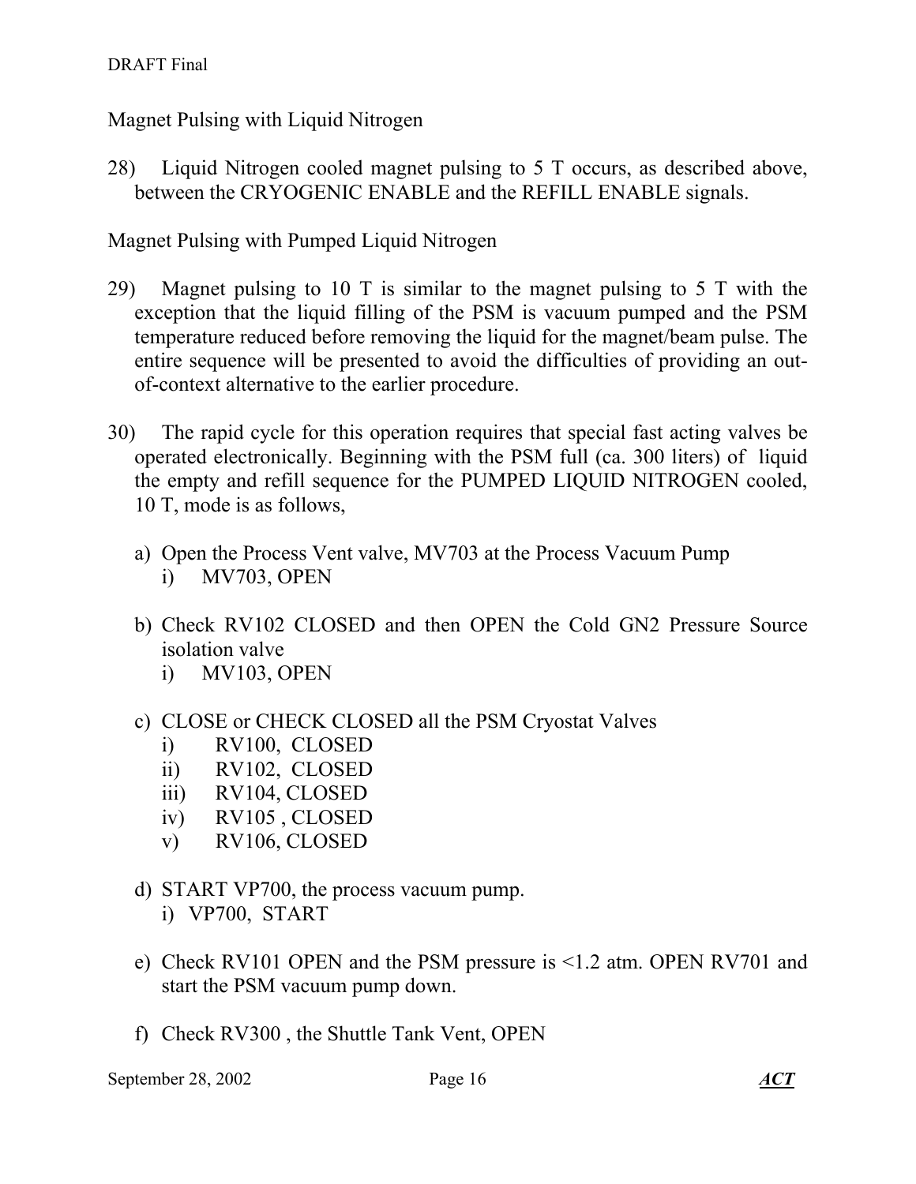Magnet Pulsing with Liquid Nitrogen

28) Liquid Nitrogen cooled magnet pulsing to 5 T occurs, as described above, between the CRYOGENIC ENABLE and the REFILL ENABLE signals.

Magnet Pulsing with Pumped Liquid Nitrogen

29) Magnet pulsing to 10 T is similar to the magnet pulsing to 5 T with the exception that the liquid filling of the PSM is vacuum pumped and the PSM temperature reduced before removing the liquid for the magnet/beam pulse. The entire sequence will be presented to avoid the difficulties of providing an out-of-context alternative to the earlier procedure.

30) The rapid cycle for this operation requires that special fast acting valves be operated electronically. Beginning with the PSM full (ca. 300 liters) of liquid the empty and refill sequence for the PUMPED LIQUID NITROGEN cooled, 10 T, mode is as follows,

   a) Open the Process Vent valve, MV703 at the Process Vacuum Pump
      i) MV703, OPEN

   b) Check RV102 CLOSED and then OPEN the Cold GN2 Pressure Source isolation valve
      i) MV103, OPEN

   c) CLOSE or CHECK CLOSED all the PSM Cryostat Valves
      i) RV100, CLOSED
      ii) RV102, CLOSED
      iii) RV104, CLOSED
      iv) RV105 , CLOSED
      v) RV106, CLOSED

   d) START VP700, the process vacuum pump.
      i) VP700, START

   e) Check RV101 OPEN and the PSM pressure is <1.2 atm. OPEN RV701 and start the PSM vacuum pump down.

   f) Check RV300 , the Shuttle Tank Vent, OPEN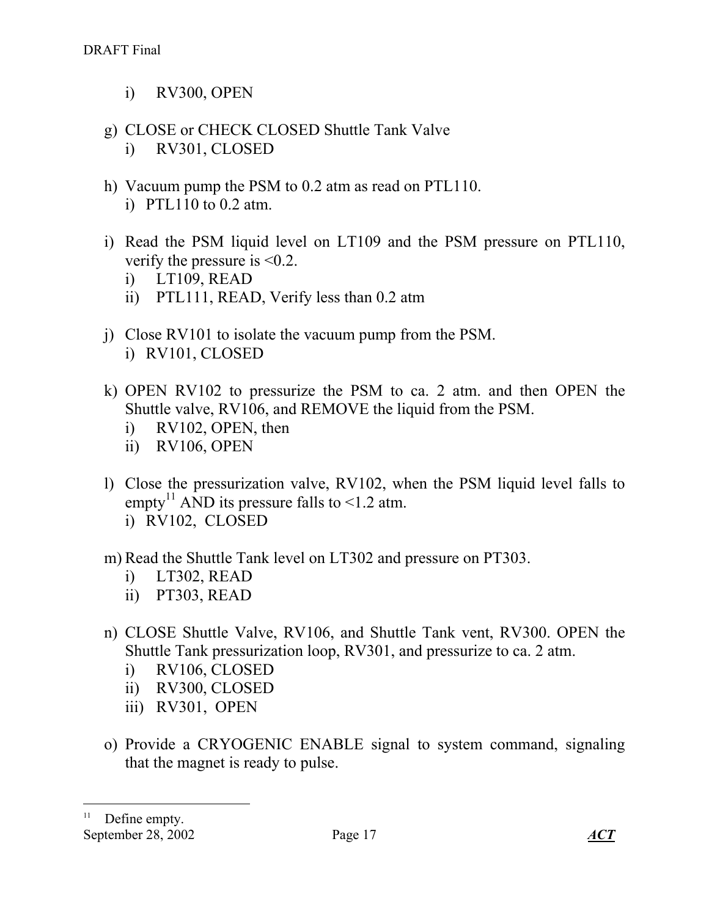i) RV300, OPEN

g) CLOSE or CHECK CLOSED Shuttle Tank Valve
   i) RV301, CLOSED

h) Vacuum pump the PSM to 0.2 atm as read on PTL110.
   i) PTL110 to 0.2 atm.

i) Read the PSM liquid level on LT109 and the PSM pressure on PTL110, verify the pressure is <0.2.
   i) LT109, READ
   ii) PTL111, READ, Verify less than 0.2 atm

j) Close RV101 to isolate the vacuum pump from the PSM.
   i) RV101, CLOSED

k) OPEN RV102 to pressurize the PSM to ca. 2 atm. and then OPEN the Shuttle valve, RV106, and REMOVE the liquid from the PSM.
   i) RV102, OPEN, then
   ii) RV106, OPEN

l) Close the pressurization valve, RV102, when the PSM liquid level falls to empty[11] AND its pressure falls to <1.2 atm.
   i) RV102, CLOSED

m) Read the Shuttle Tank level on LT302 and pressure on PT303.
   i) LT302, READ
   ii) PT303, READ

n) CLOSE Shuttle Valve, RV106, and Shuttle Tank vent, RV300. OPEN the Shuttle Tank pressurization loop, RV301, and pressurize to ca. 2 atm.
   i) RV106, CLOSED
   ii) RV300, CLOSED
   iii) RV301, OPEN

o) Provide a CRYOGENIC ENABLE signal to system command, signaling that the magnet is ready to pulse.

---

[11] Define empty.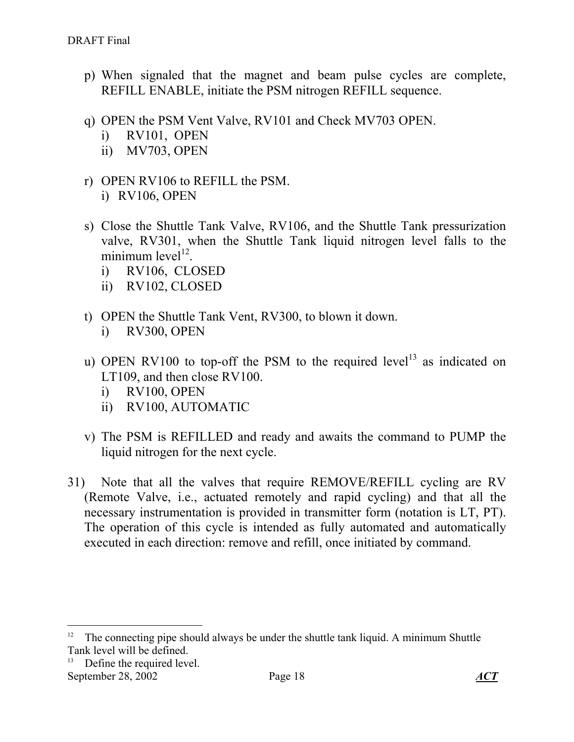p) When signaled that the magnet and beam pulse cycles are complete, REFILL ENABLE, initiate the PSM nitrogen REFILL sequence.

q) OPEN the PSM Vent Valve, RV101 and Check MV703 OPEN.
   i) RV101, OPEN
   ii) MV703, OPEN

r) OPEN RV106 to REFILL the PSM.
   i) RV106, OPEN

s) Close the Shuttle Tank Valve, RV106, and the Shuttle Tank pressurization valve, RV301, when the Shuttle Tank liquid nitrogen level falls to the minimum level[12].
   i) RV106, CLOSED
   ii) RV102, CLOSED

t) OPEN the Shuttle Tank Vent, RV300, to blown it down.
   i) RV300, OPEN

u) OPEN RV100 to top-off the PSM to the required level[13] as indicated on LT109, and then close RV100.
   i) RV100, OPEN
   ii) RV100, AUTOMATIC

v) The PSM is REFILLED and ready and awaits the command to PUMP the liquid nitrogen for the next cycle.

31) Note that all the valves that require REMOVE/REFILL cycling are RV (Remote Valve, i.e., actuated remotely and rapid cycling) and that all the necessary instrumentation is provided in transmitter form (notation is LT, PT). The operation of this cycle is intended as fully automated and automatically executed in each direction: remove and refill, once initiated by command.

---

[12] The connecting pipe should always be under the shuttle tank liquid. A minimum Shuttle Tank level will be defined.

[13] Define the required level.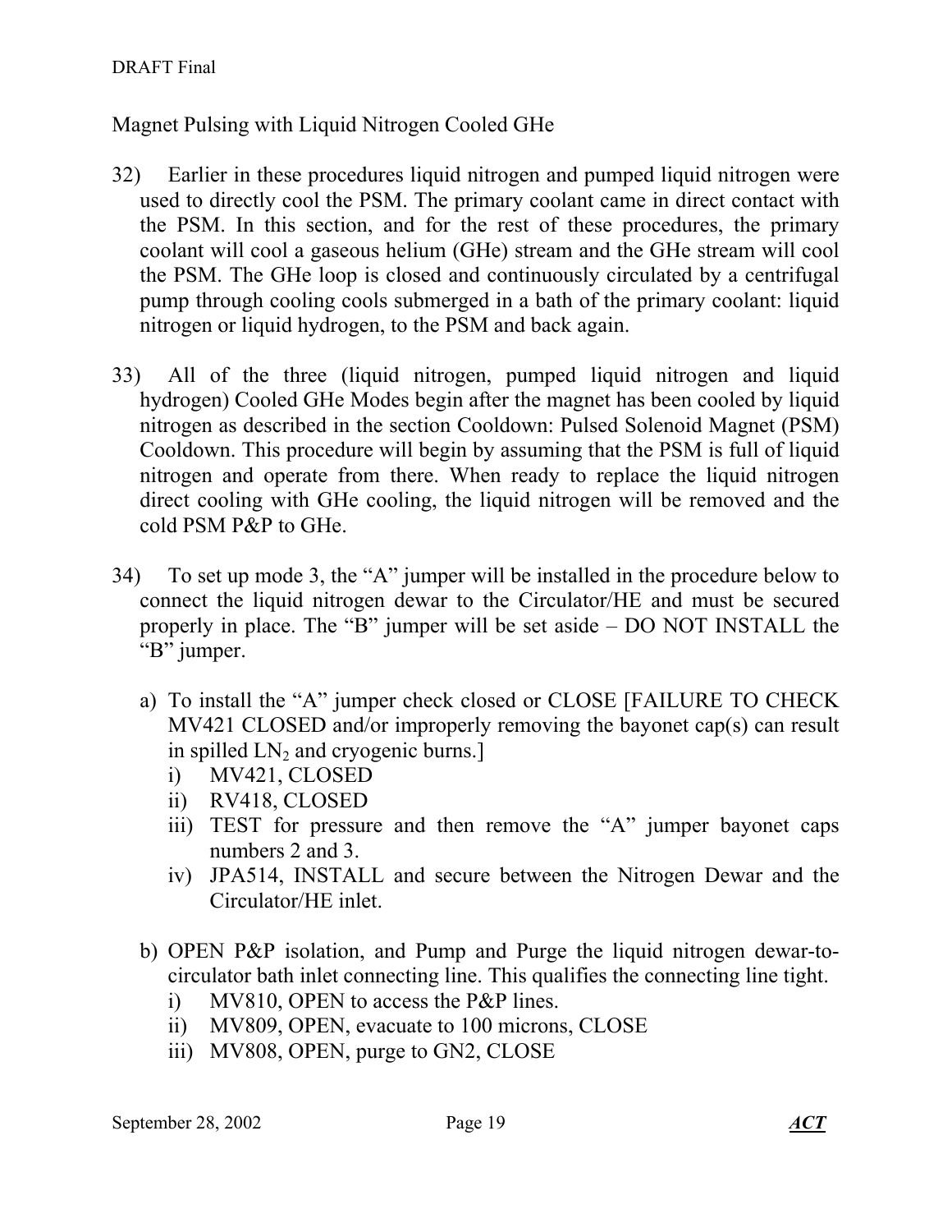## Magnet Pulsing with Liquid Nitrogen Cooled GHe

32) Earlier in these procedures liquid nitrogen and pumped liquid nitrogen were used to directly cool the PSM. The primary coolant came in direct contact with the PSM. In this section, and for the rest of these procedures, the primary coolant will cool a gaseous helium (GHe) stream and the GHe stream will cool the PSM. The GHe loop is closed and continuously circulated by a centrifugal pump through cooling cools submerged in a bath of the primary coolant: liquid nitrogen or liquid hydrogen, to the PSM and back again.

33) All of the three (liquid nitrogen, pumped liquid nitrogen and liquid hydrogen) Cooled GHe Modes begin after the magnet has been cooled by liquid nitrogen as described in the section Cooldown: Pulsed Solenoid Magnet (PSM) Cooldown. This procedure will begin by assuming that the PSM is full of liquid nitrogen and operate from there. When ready to replace the liquid nitrogen direct cooling with GHe cooling, the liquid nitrogen will be removed and the cold PSM P&P to GHe.

34) To set up mode 3, the "A" jumper will be installed in the procedure below to connect the liquid nitrogen dewar to the Circulator/HE and must be secured properly in place. The "B" jumper will be set aside – DO NOT INSTALL the "B" jumper.

   a) To install the "A" jumper check closed or CLOSE [FAILURE TO CHECK MV421 CLOSED and/or improperly removing the bayonet cap(s) can result in spilled $LN_2$ and cryogenic burns.]
      i) MV421, CLOSED
      ii) RV418, CLOSED
      iii) TEST for pressure and then remove the "A" jumper bayonet caps numbers 2 and 3.
      iv) JPA514, INSTALL and secure between the Nitrogen Dewar and the Circulator/HE inlet.

   b) OPEN P&P isolation, and Pump and Purge the liquid nitrogen dewar-to-circulator bath inlet connecting line. This qualifies the connecting line tight.
      i) MV810, OPEN to access the P&P lines.
      ii) MV809, OPEN, evacuate to 100 microns, CLOSE
      iii) MV808, OPEN, purge to GN2, CLOSE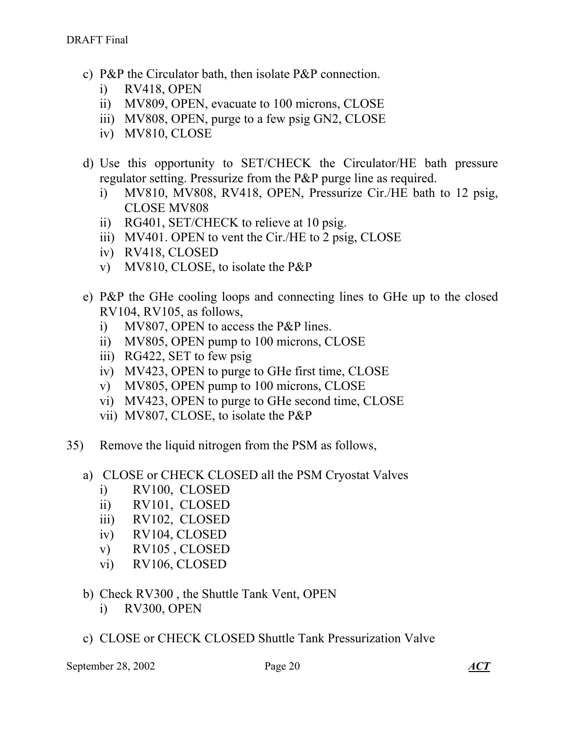c) P&P the Circulator bath, then isolate P&P connection.
   i) RV418, OPEN
   ii) MV809, OPEN, evacuate to 100 microns, CLOSE
   iii) MV808, OPEN, purge to a few psig GN2, CLOSE
   iv) MV810, CLOSE

d) Use this opportunity to SET/CHECK the Circulator/HE bath pressure regulator setting. Pressurize from the P&P purge line as required.
   i) MV810, MV808, RV418, OPEN, Pressurize Cir./HE bath to 12 psig, CLOSE MV808
   ii) RG401, SET/CHECK to relieve at 10 psig.
   iii) MV401. OPEN to vent the Cir./HE to 2 psig, CLOSE
   iv) RV418, CLOSED
   v) MV810, CLOSE, to isolate the P&P

e) P&P the GHe cooling loops and connecting lines to GHe up to the closed RV104, RV105, as follows,
   i) MV807, OPEN to access the P&P lines.
   ii) MV805, OPEN pump to 100 microns, CLOSE
   iii) RG422, SET to few psig
   iv) MV423, OPEN to purge to GHe first time, CLOSE
   v) MV805, OPEN pump to 100 microns, CLOSE
   vi) MV423, OPEN to purge to GHe second time, CLOSE
   vii) MV807, CLOSE, to isolate the P&P

35) Remove the liquid nitrogen from the PSM as follows,

   a) CLOSE or CHECK CLOSED all the PSM Cryostat Valves
      i) RV100, CLOSED
      ii) RV101, CLOSED
      iii) RV102, CLOSED
      iv) RV104, CLOSED
      v) RV105 , CLOSED
      vi) RV106, CLOSED

   b) Check RV300 , the Shuttle Tank Vent, OPEN
      i) RV300, OPEN

   c) CLOSE or CHECK CLOSED Shuttle Tank Pressurization Valve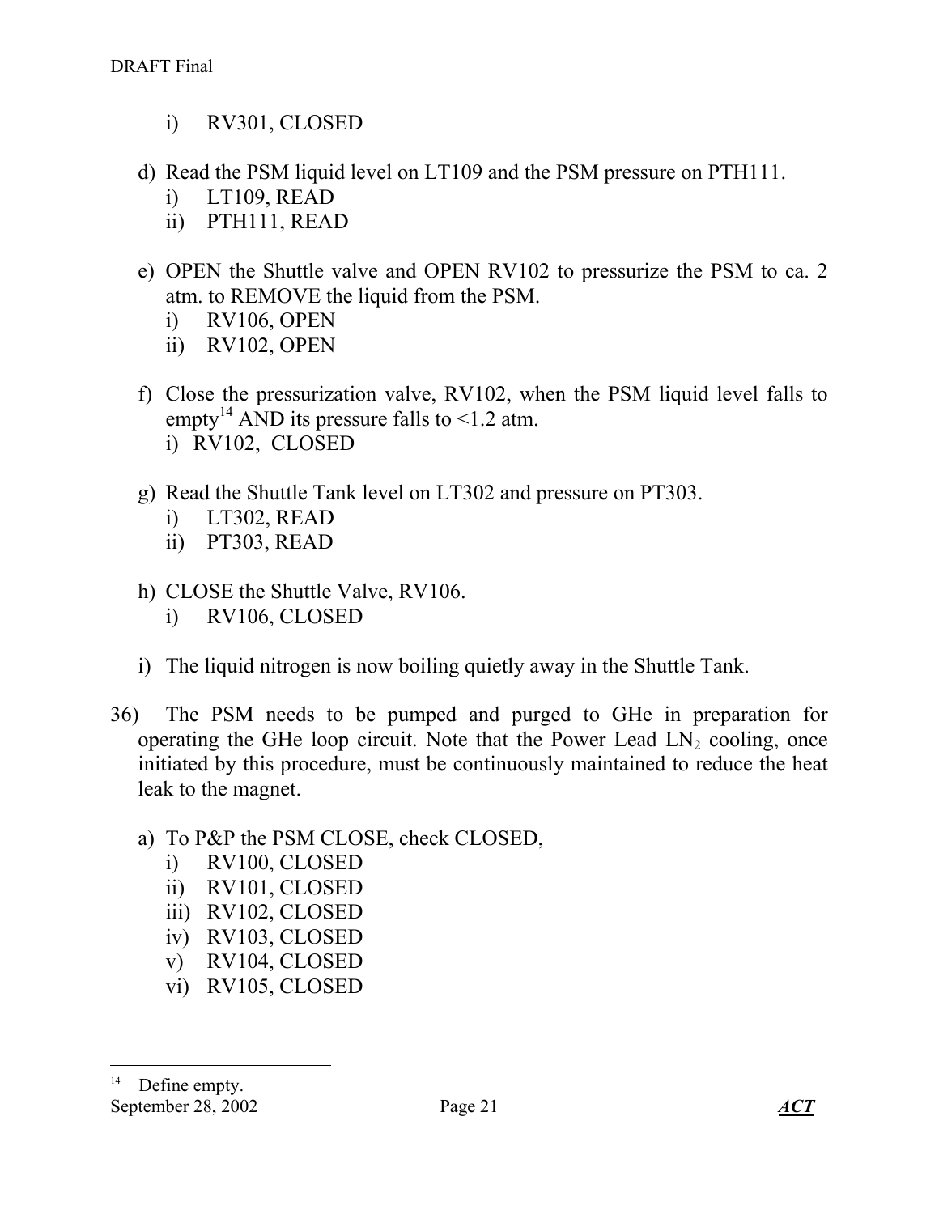i) RV301, CLOSED

d) Read the PSM liquid level on LT109 and the PSM pressure on PTH111.
   i) LT109, READ
   ii) PTH111, READ

e) OPEN the Shuttle valve and OPEN RV102 to pressurize the PSM to ca. 2 atm. to REMOVE the liquid from the PSM.
   i) RV106, OPEN
   ii) RV102, OPEN

f) Close the pressurization valve, RV102, when the PSM liquid level falls to empty[14] AND its pressure falls to <1.2 atm.
   i) RV102, CLOSED

g) Read the Shuttle Tank level on LT302 and pressure on PT303.
   i) LT302, READ
   ii) PT303, READ

h) CLOSE the Shuttle Valve, RV106.
   i) RV106, CLOSED

i) The liquid nitrogen is now boiling quietly away in the Shuttle Tank.

36) The PSM needs to be pumped and purged to GHe in preparation for operating the GHe loop circuit. Note that the Power Lead $LN_2$ cooling, once initiated by this procedure, must be continuously maintained to reduce the heat leak to the magnet.

   a) To P&P the PSM CLOSE, check CLOSED,
      i) RV100, CLOSED
      ii) RV101, CLOSED
      iii) RV102, CLOSED
      iv) RV103, CLOSED
      v) RV104, CLOSED
      vi) RV105, CLOSED

---

[14] Define empty.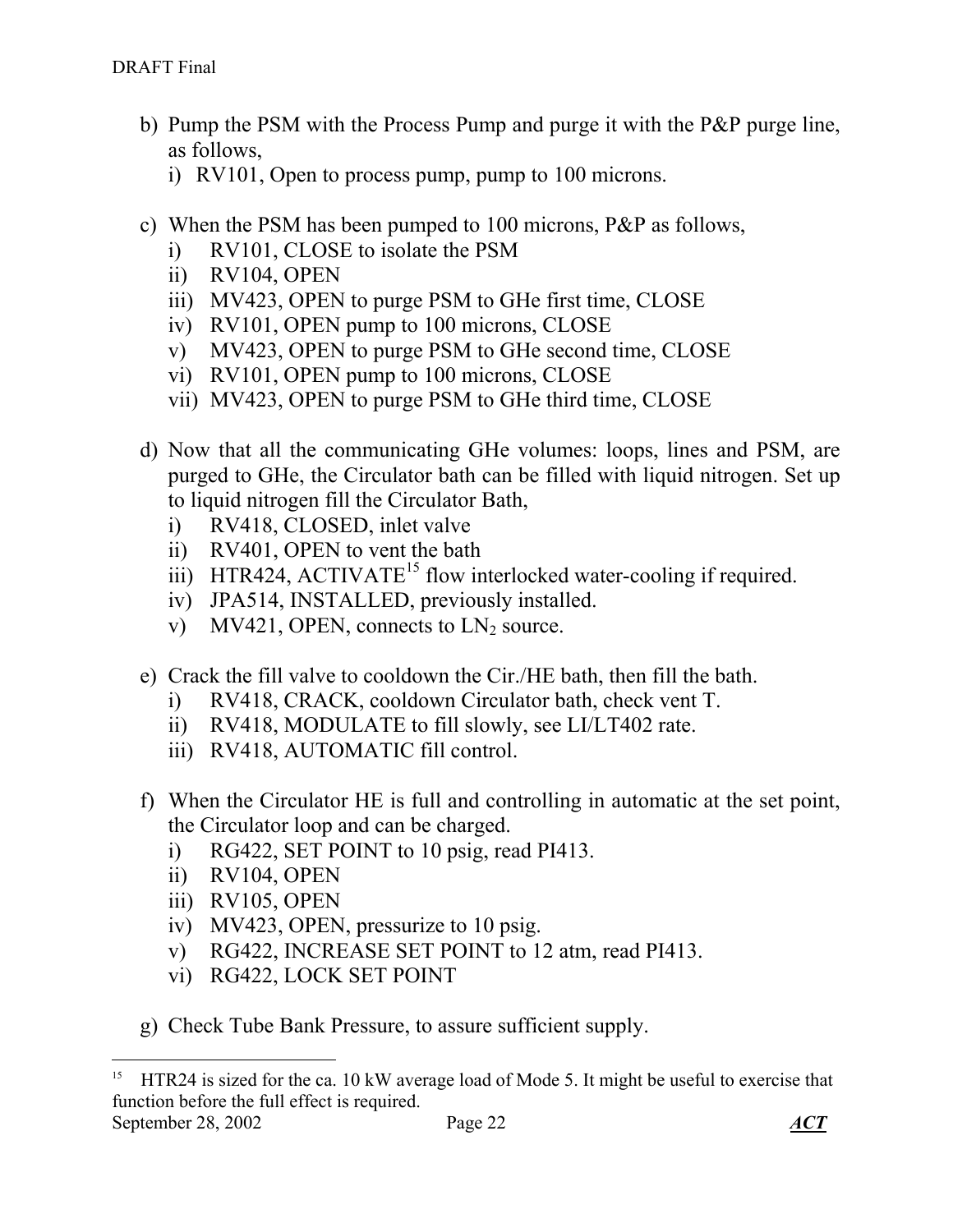b) Pump the PSM with the Process Pump and purge it with the P&P purge line, as follows,
   i) RV101, Open to process pump, pump to 100 microns.

c) When the PSM has been pumped to 100 microns, P&P as follows,
   i) RV101, CLOSE to isolate the PSM
   ii) RV104, OPEN
   iii) MV423, OPEN to purge PSM to GHe first time, CLOSE
   iv) RV101, OPEN pump to 100 microns, CLOSE
   v) MV423, OPEN to purge PSM to GHe second time, CLOSE
   vi) RV101, OPEN pump to 100 microns, CLOSE
   vii) MV423, OPEN to purge PSM to GHe third time, CLOSE

d) Now that all the communicating GHe volumes: loops, lines and PSM, are purged to GHe, the Circulator bath can be filled with liquid nitrogen. Set up to liquid nitrogen fill the Circulator Bath,
   i) RV418, CLOSED, inlet valve
   ii) RV401, OPEN to vent the bath
   iii) HTR424, ACTIVATE[15] flow interlocked water-cooling if required.
   iv) JPA514, INSTALLED, previously installed.
   v) MV421, OPEN, connects to $LN_2$ source.

e) Crack the fill valve to cooldown the Cir./HE bath, then fill the bath.
   i) RV418, CRACK, cooldown Circulator bath, check vent T.
   ii) RV418, MODULATE to fill slowly, see LI/LT402 rate.
   iii) RV418, AUTOMATIC fill control.

f) When the Circulator HE is full and controlling in automatic at the set point, the Circulator loop and can be charged.
   i) RG422, SET POINT to 10 psig, read PI413.
   ii) RV104, OPEN
   iii) RV105, OPEN
   iv) MV423, OPEN, pressurize to 10 psig.
   v) RG422, INCREASE SET POINT to 12 atm, read PI413.
   vi) RG422, LOCK SET POINT

g) Check Tube Bank Pressure, to assure sufficient supply.

---

[15] HTR24 is sized for the ca. 10 kW average load of Mode 5. It might be useful to exercise that function before the full effect is required.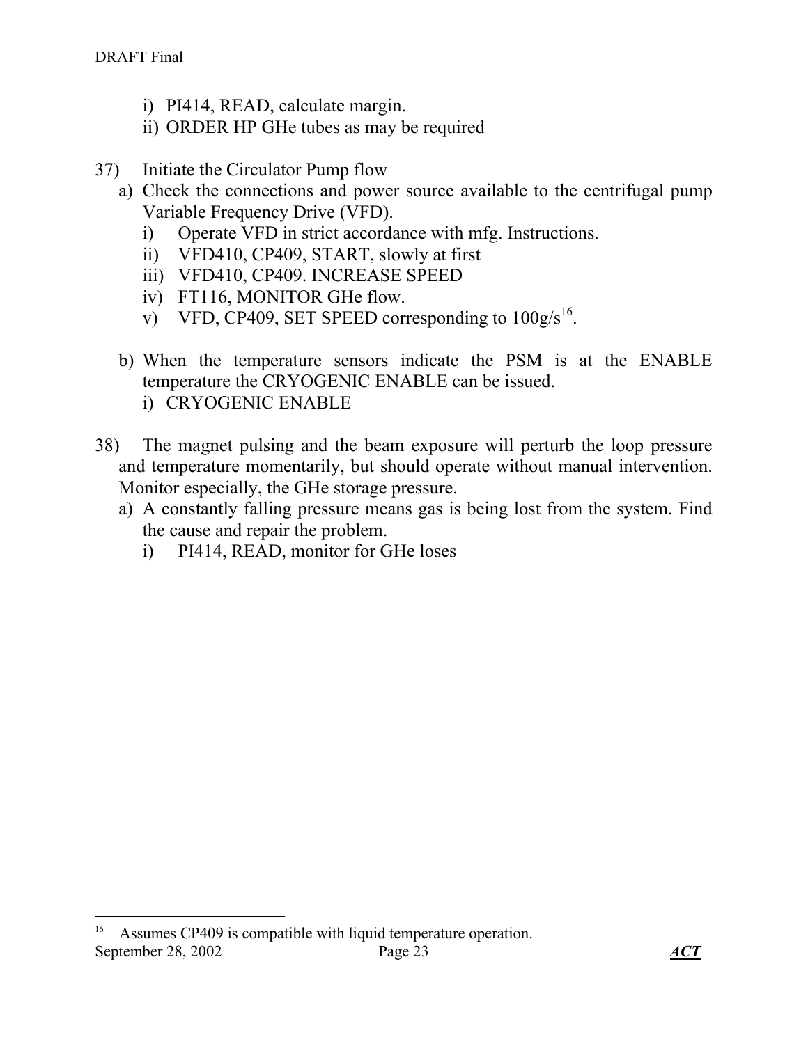i) PI414, READ, calculate margin.
ii) ORDER HP GHe tubes as may be required

37) Initiate the Circulator Pump flow
   a) Check the connections and power source available to the centrifugal pump Variable Frequency Drive (VFD).
      i) Operate VFD in strict accordance with mfg. Instructions.
      ii) VFD410, CP409, START, slowly at first
      iii) VFD410, CP409. INCREASE SPEED
      iv) FT116, MONITOR GHe flow.
      v) VFD, CP409, SET SPEED corresponding to 100g/s[16].

   b) When the temperature sensors indicate the PSM is at the ENABLE temperature the CRYOGENIC ENABLE can be issued.
      i) CRYOGENIC ENABLE

38) The magnet pulsing and the beam exposure will perturb the loop pressure and temperature momentarily, but should operate without manual intervention. Monitor especially, the GHe storage pressure.
   a) A constantly falling pressure means gas is being lost from the system. Find the cause and repair the problem.
      i) PI414, READ, monitor for GHe loses

---

[16] Assumes CP409 is compatible with liquid temperature operation.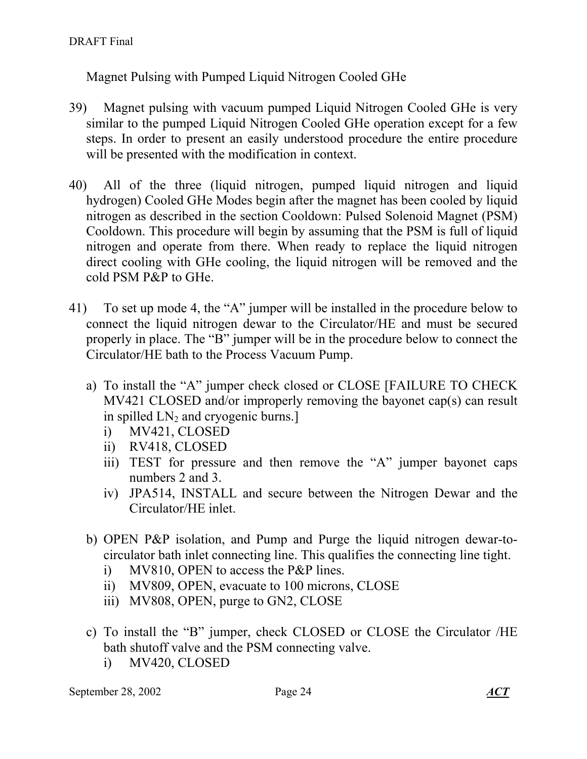Magnet Pulsing with Pumped Liquid Nitrogen Cooled GHe

39) Magnet pulsing with vacuum pumped Liquid Nitrogen Cooled GHe is very similar to the pumped Liquid Nitrogen Cooled GHe operation except for a few steps. In order to present an easily understood procedure the entire procedure will be presented with the modification in context.

40) All of the three (liquid nitrogen, pumped liquid nitrogen and liquid hydrogen) Cooled GHe Modes begin after the magnet has been cooled by liquid nitrogen as described in the section Cooldown: Pulsed Solenoid Magnet (PSM) Cooldown. This procedure will begin by assuming that the PSM is full of liquid nitrogen and operate from there. When ready to replace the liquid nitrogen direct cooling with GHe cooling, the liquid nitrogen will be removed and the cold PSM P&P to GHe.

41) To set up mode 4, the "A" jumper will be installed in the procedure below to connect the liquid nitrogen dewar to the Circulator/HE and must be secured properly in place. The "B" jumper will be in the procedure below to connect the Circulator/HE bath to the Process Vacuum Pump.

   a) To install the "A" jumper check closed or CLOSE [FAILURE TO CHECK MV421 CLOSED and/or improperly removing the bayonet cap(s) can result in spilled $LN_2$ and cryogenic burns.]
      i) MV421, CLOSED
      ii) RV418, CLOSED
      iii) TEST for pressure and then remove the "A" jumper bayonet caps numbers 2 and 3.
      iv) JPA514, INSTALL and secure between the Nitrogen Dewar and the Circulator/HE inlet.

   b) OPEN P&P isolation, and Pump and Purge the liquid nitrogen dewar-to-circulator bath inlet connecting line. This qualifies the connecting line tight.
      i) MV810, OPEN to access the P&P lines.
      ii) MV809, OPEN, evacuate to 100 microns, CLOSE
      iii) MV808, OPEN, purge to GN2, CLOSE

   c) To install the "B" jumper, check CLOSED or CLOSE the Circulator /HE bath shutoff valve and the PSM connecting valve.
      i) MV420, CLOSED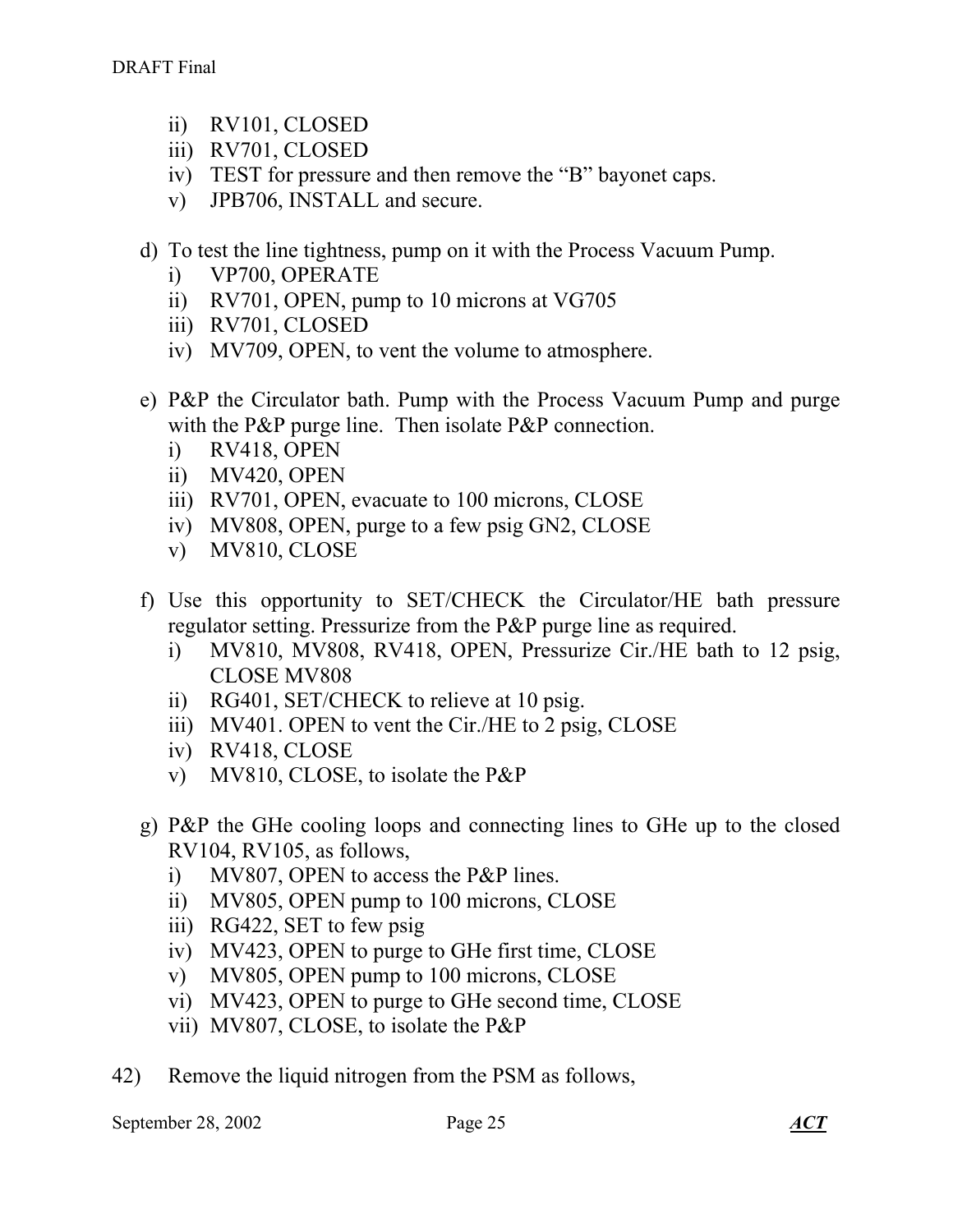ii) RV101, CLOSED
iii) RV701, CLOSED
iv) TEST for pressure and then remove the "B" bayonet caps.
v) JPB706, INSTALL and secure.

d) To test the line tightness, pump on it with the Process Vacuum Pump.
   i) VP700, OPERATE
   ii) RV701, OPEN, pump to 10 microns at VG705
   iii) RV701, CLOSED
   iv) MV709, OPEN, to vent the volume to atmosphere.

e) P&P the Circulator bath. Pump with the Process Vacuum Pump and purge with the P&P purge line. Then isolate P&P connection.
   i) RV418, OPEN
   ii) MV420, OPEN
   iii) RV701, OPEN, evacuate to 100 microns, CLOSE
   iv) MV808, OPEN, purge to a few psig GN2, CLOSE
   v) MV810, CLOSE

f) Use this opportunity to SET/CHECK the Circulator/HE bath pressure regulator setting. Pressurize from the P&P purge line as required.
   i) MV810, MV808, RV418, OPEN, Pressurize Cir./HE bath to 12 psig, CLOSE MV808
   ii) RG401, SET/CHECK to relieve at 10 psig.
   iii) MV401. OPEN to vent the Cir./HE to 2 psig, CLOSE
   iv) RV418, CLOSE
   v) MV810, CLOSE, to isolate the P&P

g) P&P the GHe cooling loops and connecting lines to GHe up to the closed RV104, RV105, as follows,
   i) MV807, OPEN to access the P&P lines.
   ii) MV805, OPEN pump to 100 microns, CLOSE
   iii) RG422, SET to few psig
   iv) MV423, OPEN to purge to GHe first time, CLOSE
   v) MV805, OPEN pump to 100 microns, CLOSE
   vi) MV423, OPEN to purge to GHe second time, CLOSE
   vii) MV807, CLOSE, to isolate the P&P

42) Remove the liquid nitrogen from the PSM as follows,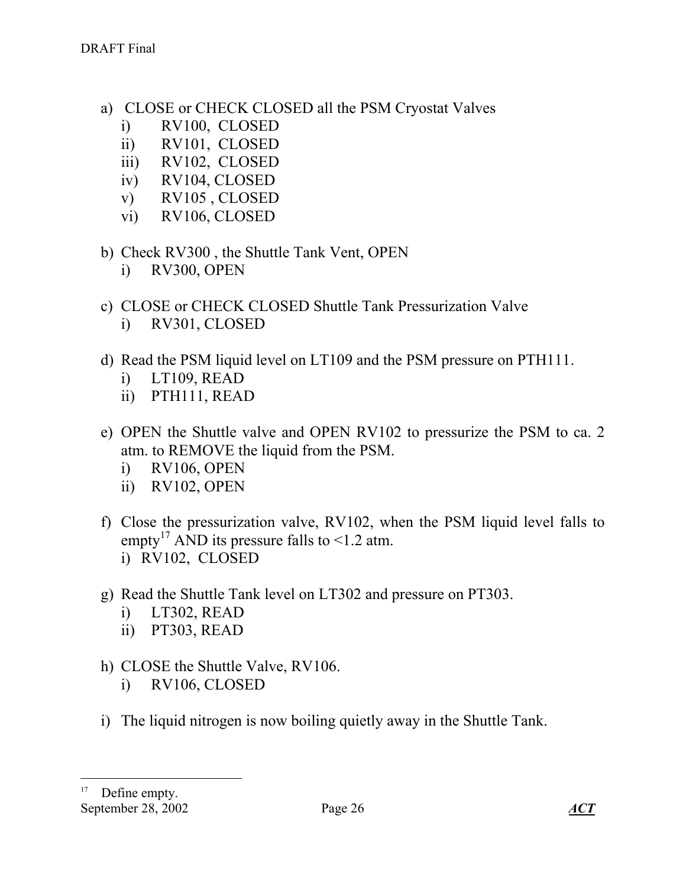a) CLOSE or CHECK CLOSED all the PSM Cryostat Valves
   i) RV100, CLOSED
   ii) RV101, CLOSED
   iii) RV102, CLOSED
   iv) RV104, CLOSED
   v) RV105 , CLOSED
   vi) RV106, CLOSED

b) Check RV300 , the Shuttle Tank Vent, OPEN
   i) RV300, OPEN

c) CLOSE or CHECK CLOSED Shuttle Tank Pressurization Valve
   i) RV301, CLOSED

d) Read the PSM liquid level on LT109 and the PSM pressure on PTH111.
   i) LT109, READ
   ii) PTH111, READ

e) OPEN the Shuttle valve and OPEN RV102 to pressurize the PSM to ca. 2 atm. to REMOVE the liquid from the PSM.
   i) RV106, OPEN
   ii) RV102, OPEN

f) Close the pressurization valve, RV102, when the PSM liquid level falls to empty[17] AND its pressure falls to <1.2 atm.
   i) RV102, CLOSED

g) Read the Shuttle Tank level on LT302 and pressure on PT303.
   i) LT302, READ
   ii) PT303, READ

h) CLOSE the Shuttle Valve, RV106.
   i) RV106, CLOSED

i) The liquid nitrogen is now boiling quietly away in the Shuttle Tank.

---

[17] Define empty.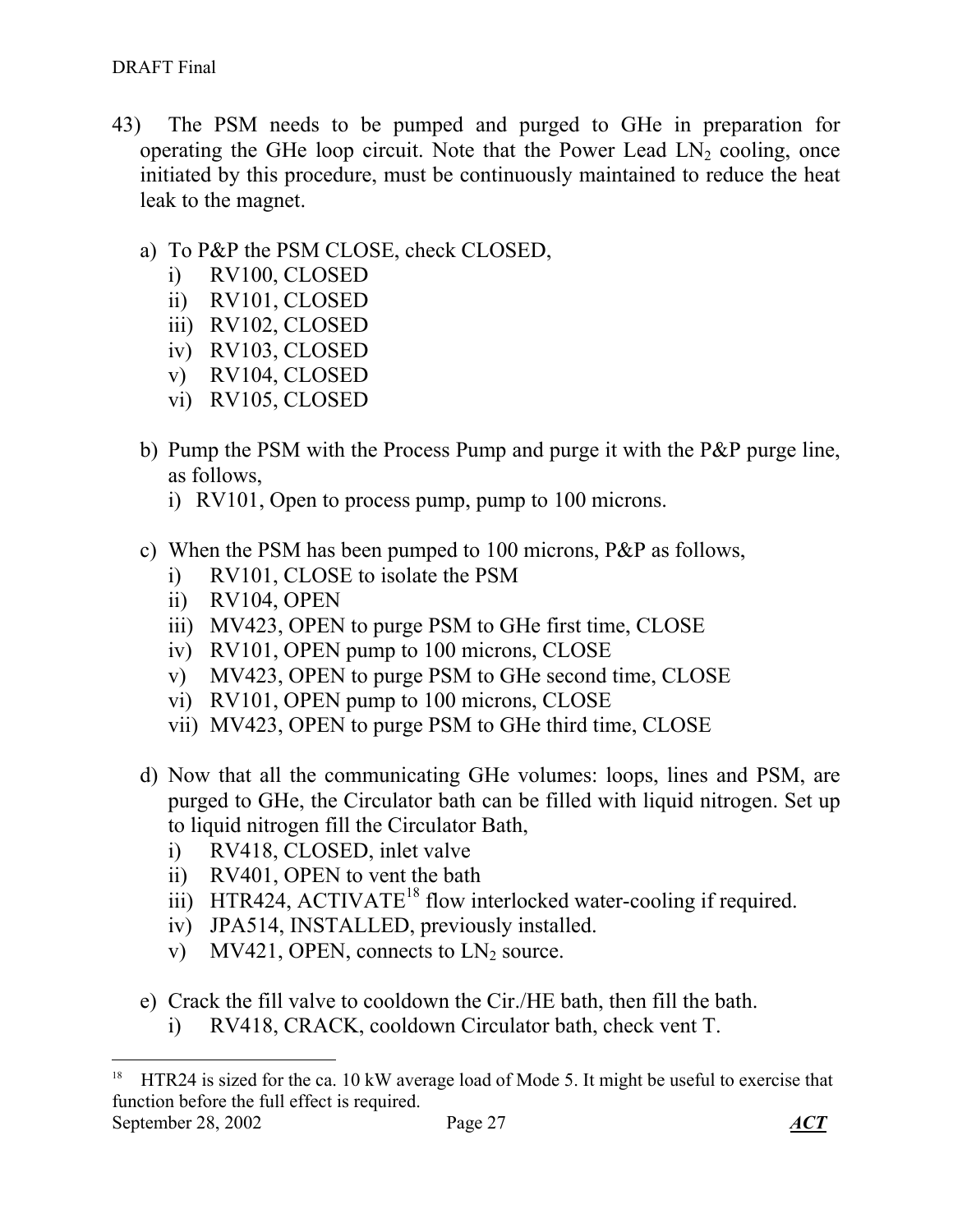43) The PSM needs to be pumped and purged to GHe in preparation for operating the GHe loop circuit. Note that the Power Lead $LN_2$ cooling, once initiated by this procedure, must be continuously maintained to reduce the heat leak to the magnet.

a) To P&P the PSM CLOSE, check CLOSED,
   i) RV100, CLOSED
   ii) RV101, CLOSED
   iii) RV102, CLOSED
   iv) RV103, CLOSED
   v) RV104, CLOSED
   vi) RV105, CLOSED

b) Pump the PSM with the Process Pump and purge it with the P&P purge line, as follows,
   i) RV101, Open to process pump, pump to 100 microns.

c) When the PSM has been pumped to 100 microns, P&P as follows,
   i) RV101, CLOSE to isolate the PSM
   ii) RV104, OPEN
   iii) MV423, OPEN to purge PSM to GHe first time, CLOSE
   iv) RV101, OPEN pump to 100 microns, CLOSE
   v) MV423, OPEN to purge PSM to GHe second time, CLOSE
   vi) RV101, OPEN pump to 100 microns, CLOSE
   vii) MV423, OPEN to purge PSM to GHe third time, CLOSE

d) Now that all the communicating GHe volumes: loops, lines and PSM, are purged to GHe, the Circulator bath can be filled with liquid nitrogen. Set up to liquid nitrogen fill the Circulator Bath,
   i) RV418, CLOSED, inlet valve
   ii) RV401, OPEN to vent the bath
   iii) HTR424, ACTIVATE[18] flow interlocked water-cooling if required.
   iv) JPA514, INSTALLED, previously installed.
   v) MV421, OPEN, connects to $LN_2$ source.

e) Crack the fill valve to cooldown the Cir./HE bath, then fill the bath.
   i) RV418, CRACK, cooldown Circulator bath, check vent T.

---

[18] HTR24 is sized for the ca. 10 kW average load of Mode 5. It might be useful to exercise that function before the full effect is required.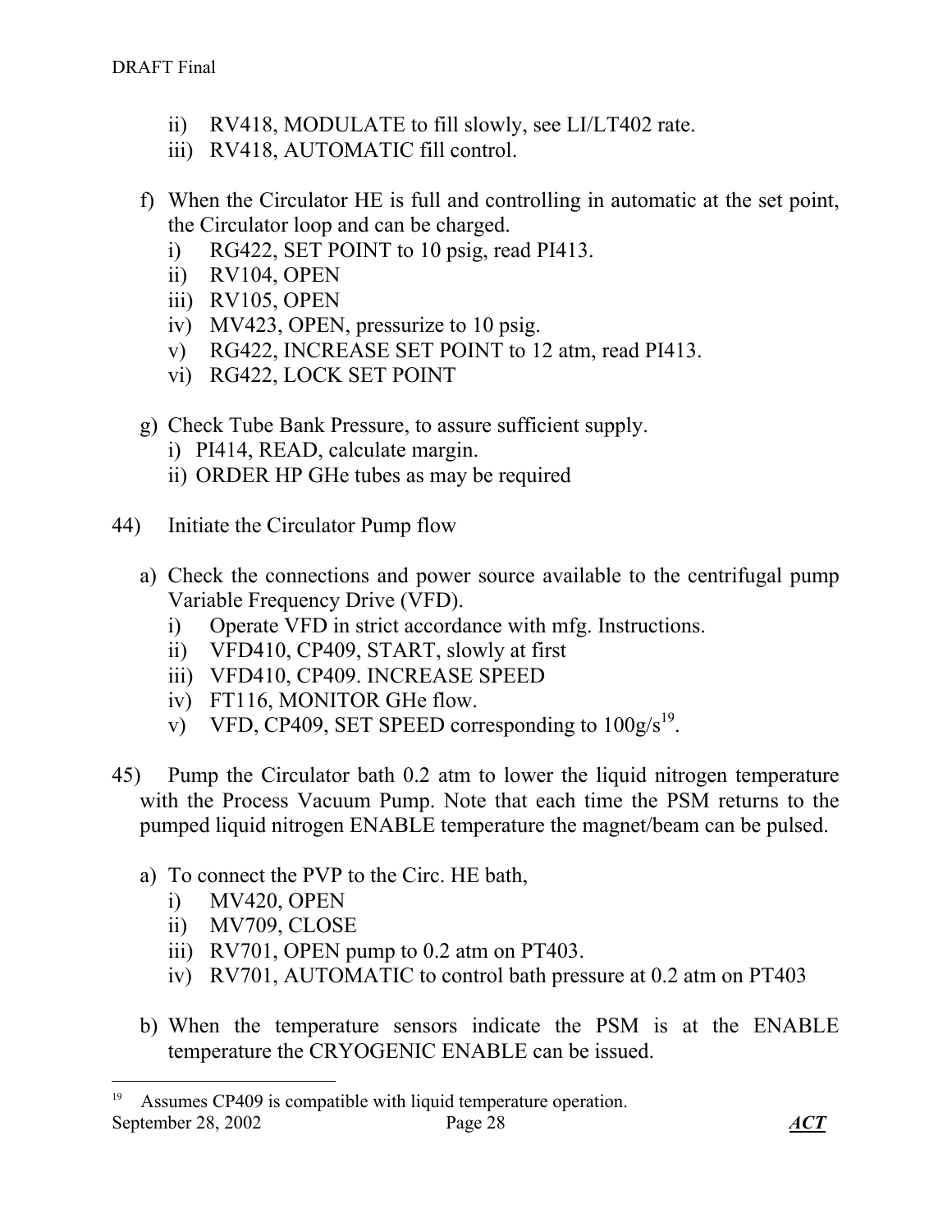ii) RV418, MODULATE to fill slowly, see LI/LT402 rate.
iii) RV418, AUTOMATIC fill control.

f) When the Circulator HE is full and controlling in automatic at the set point, the Circulator loop and can be charged.
   i) RG422, SET POINT to 10 psig, read PI413.
   ii) RV104, OPEN
   iii) RV105, OPEN
   iv) MV423, OPEN, pressurize to 10 psig.
   v) RG422, INCREASE SET POINT to 12 atm, read PI413.
   vi) RG422, LOCK SET POINT

g) Check Tube Bank Pressure, to assure sufficient supply.
   i) PI414, READ, calculate margin.
   ii) ORDER HP GHe tubes as may be required

44) Initiate the Circulator Pump flow

a) Check the connections and power source available to the centrifugal pump Variable Frequency Drive (VFD).
   i) Operate VFD in strict accordance with mfg. Instructions.
   ii) VFD410, CP409, START, slowly at first
   iii) VFD410, CP409. INCREASE SPEED
   iv) FT116, MONITOR GHe flow.
   v) VFD, CP409, SET SPEED corresponding to 100g/s[19].

45) Pump the Circulator bath 0.2 atm to lower the liquid nitrogen temperature with the Process Vacuum Pump. Note that each time the PSM returns to the pumped liquid nitrogen ENABLE temperature the magnet/beam can be pulsed.

a) To connect the PVP to the Circ. HE bath,
   i) MV420, OPEN
   ii) MV709, CLOSE
   iii) RV701, OPEN pump to 0.2 atm on PT403.
   iv) RV701, AUTOMATIC to control bath pressure at 0.2 atm on PT403

b) When the temperature sensors indicate the PSM is at the ENABLE temperature the CRYOGENIC ENABLE can be issued.

---

[19] Assumes CP409 is compatible with liquid temperature operation.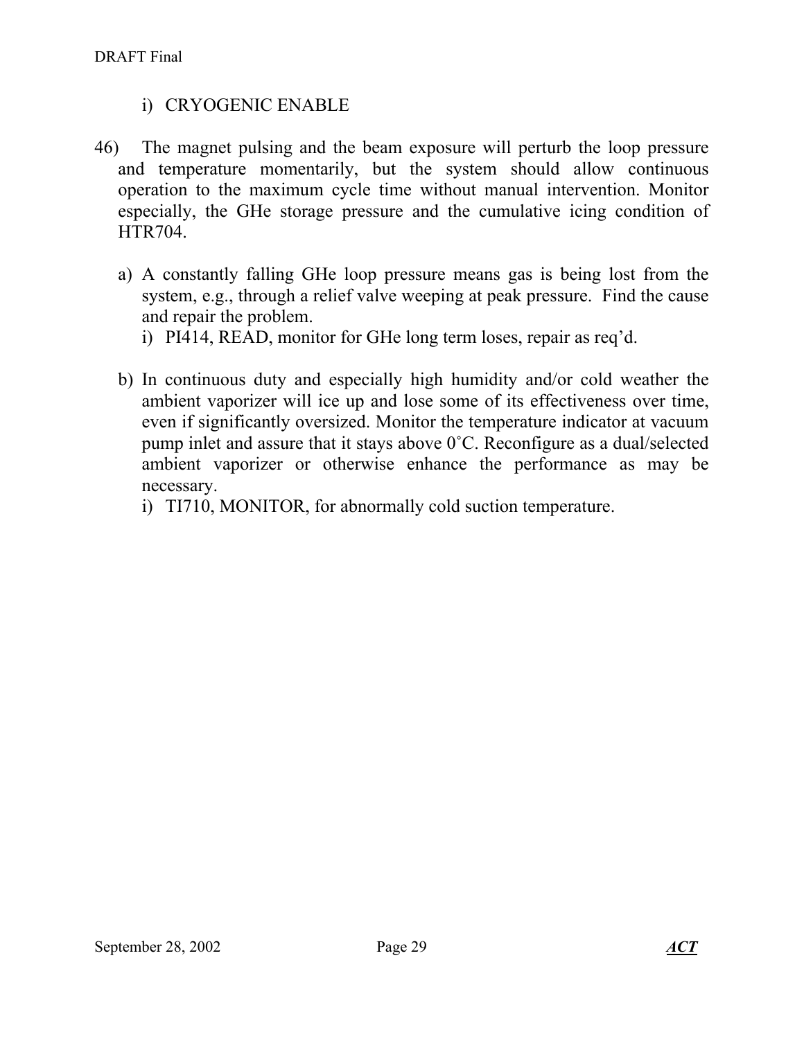i) CRYOGENIC ENABLE

46) The magnet pulsing and the beam exposure will perturb the loop pressure and temperature momentarily, but the system should allow continuous operation to the maximum cycle time without manual intervention. Monitor especially, the GHe storage pressure and the cumulative icing condition of HTR704.

   a) A constantly falling GHe loop pressure means gas is being lost from the system, e.g., through a relief valve weeping at peak pressure. Find the cause and repair the problem.
      i) PI414, READ, monitor for GHe long term loses, repair as req'd.

   b) In continuous duty and especially high humidity and/or cold weather the ambient vaporizer will ice up and lose some of its effectiveness over time, even if significantly oversized. Monitor the temperature indicator at vacuum pump inlet and assure that it stays above 0˚C. Reconfigure as a dual/selected ambient vaporizer or otherwise enhance the performance as may be necessary.
      i) TI710, MONITOR, for abnormally cold suction temperature.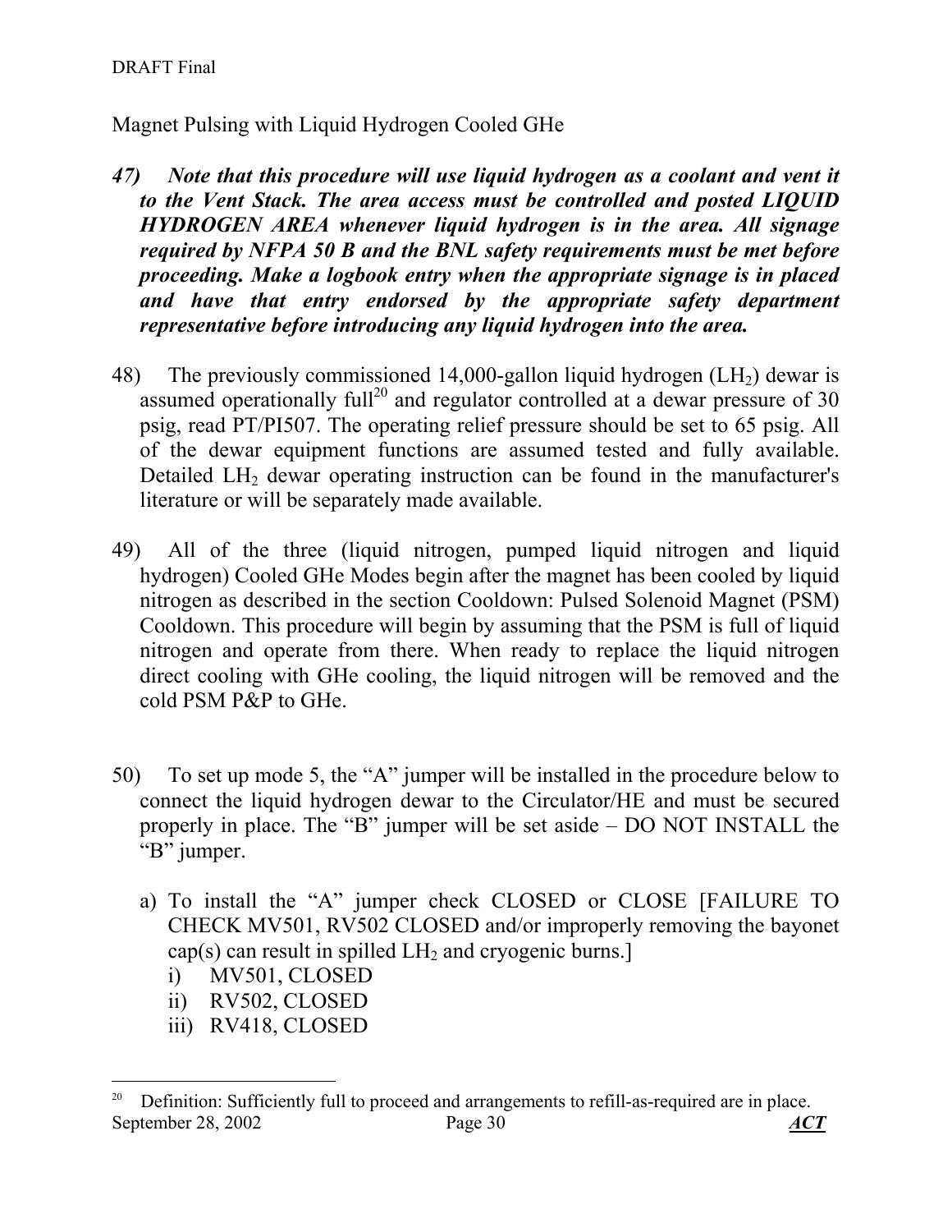Magnet Pulsing with Liquid Hydrogen Cooled GHe

***47) Note that this procedure will use liquid hydrogen as a coolant and vent it to the Vent Stack. The area access must be controlled and posted LIQUID HYDROGEN AREA whenever liquid hydrogen is in the area. All signage required by NFPA 50 B and the BNL safety requirements must be met before proceeding. Make a logbook entry when the appropriate signage is in placed and have that entry endorsed by the appropriate safety department representative before introducing any liquid hydrogen into the area.***

48) The previously commissioned 14,000-gallon liquid hydrogen ($LH_2$) dewar is assumed operationally full[20] and regulator controlled at a dewar pressure of 30 psig, read PT/PI507. The operating relief pressure should be set to 65 psig. All of the dewar equipment functions are assumed tested and fully available. Detailed $LH_2$ dewar operating instruction can be found in the manufacturer's literature or will be separately made available.

49) All of the three (liquid nitrogen, pumped liquid nitrogen and liquid hydrogen) Cooled GHe Modes begin after the magnet has been cooled by liquid nitrogen as described in the section Cooldown: Pulsed Solenoid Magnet (PSM) Cooldown. This procedure will begin by assuming that the PSM is full of liquid nitrogen and operate from there. When ready to replace the liquid nitrogen direct cooling with GHe cooling, the liquid nitrogen will be removed and the cold PSM P&P to GHe.

50) To set up mode 5, the "A" jumper will be installed in the procedure below to connect the liquid hydrogen dewar to the Circulator/HE and must be secured properly in place. The "B" jumper will be set aside – DO NOT INSTALL the "B" jumper.

   a) To install the "A" jumper check CLOSED or CLOSE [FAILURE TO CHECK MV501, RV502 CLOSED and/or improperly removing the bayonet cap(s) can result in spilled $LH_2$ and cryogenic burns.]
      i) MV501, CLOSED
      ii) RV502, CLOSED
      iii) RV418, CLOSED

[20] Definition: Sufficiently full to proceed and arrangements to refill-as-required are in place.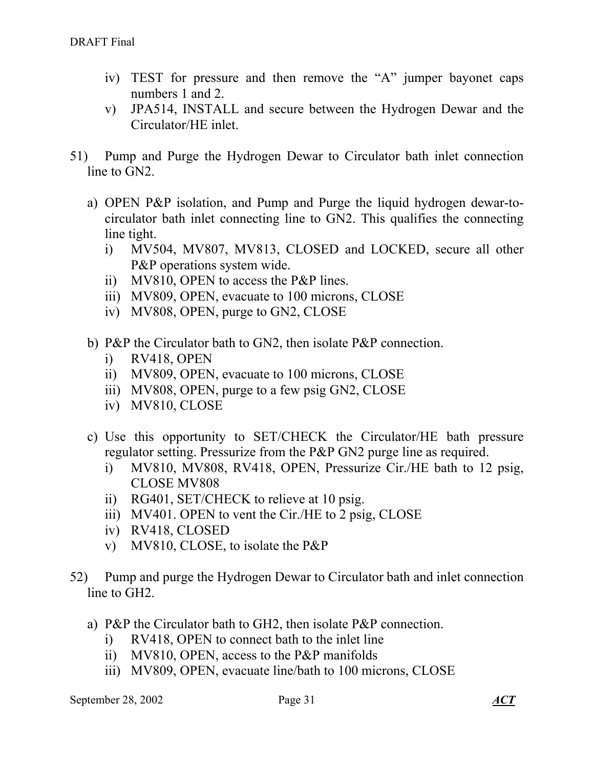iv) TEST for pressure and then remove the "A" jumper bayonet caps numbers 1 and 2.

v) JPA514, INSTALL and secure between the Hydrogen Dewar and the Circulator/HE inlet.

51) Pump and Purge the Hydrogen Dewar to Circulator bath inlet connection line to GN2.

a) OPEN P&P isolation, and Pump and Purge the liquid hydrogen dewar-to-circulator bath inlet connecting line to GN2. This qualifies the connecting line tight.

   i) MV504, MV807, MV813, CLOSED and LOCKED, secure all other P&P operations system wide.
   ii) MV810, OPEN to access the P&P lines.
   iii) MV809, OPEN, evacuate to 100 microns, CLOSE
   iv) MV808, OPEN, purge to GN2, CLOSE

b) P&P the Circulator bath to GN2, then isolate P&P connection.

   i) RV418, OPEN
   ii) MV809, OPEN, evacuate to 100 microns, CLOSE
   iii) MV808, OPEN, purge to a few psig GN2, CLOSE
   iv) MV810, CLOSE

c) Use this opportunity to SET/CHECK the Circulator/HE bath pressure regulator setting. Pressurize from the P&P GN2 purge line as required.

   i) MV810, MV808, RV418, OPEN, Pressurize Cir./HE bath to 12 psig, CLOSE MV808
   ii) RG401, SET/CHECK to relieve at 10 psig.
   iii) MV401. OPEN to vent the Cir./HE to 2 psig, CLOSE
   iv) RV418, CLOSED
   v) MV810, CLOSE, to isolate the P&P

52) Pump and purge the Hydrogen Dewar to Circulator bath and inlet connection line to GH2.

a) P&P the Circulator bath to GH2, then isolate P&P connection.

   i) RV418, OPEN to connect bath to the inlet line
   ii) MV810, OPEN, access to the P&P manifolds
   iii) MV809, OPEN, evacuate line/bath to 100 microns, CLOSE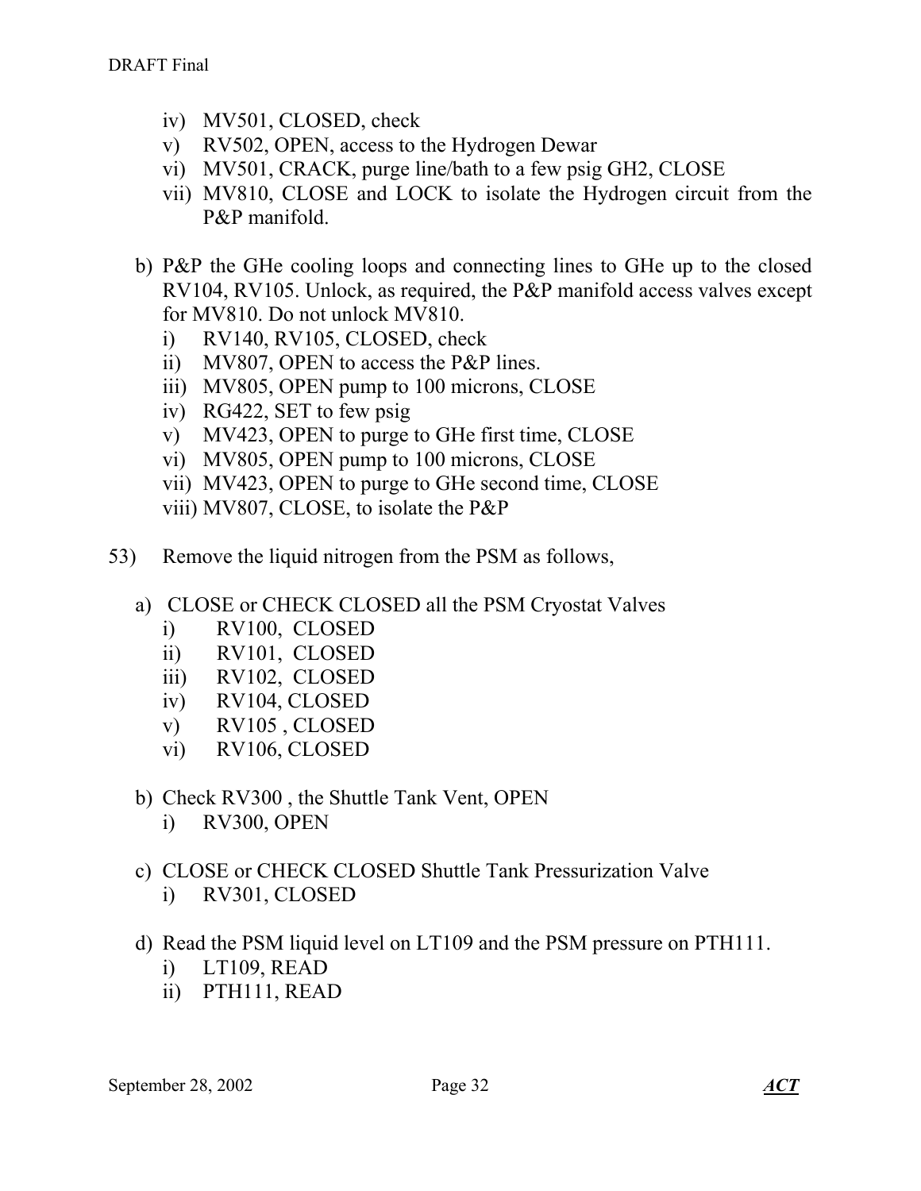iv) MV501, CLOSED, check
v) RV502, OPEN, access to the Hydrogen Dewar
vi) MV501, CRACK, purge line/bath to a few psig GH2, CLOSE
vii) MV810, CLOSE and LOCK to isolate the Hydrogen circuit from the P&P manifold.

b) P&P the GHe cooling loops and connecting lines to GHe up to the closed RV104, RV105. Unlock, as required, the P&P manifold access valves except for MV810. Do not unlock MV810.
   i) RV140, RV105, CLOSED, check
   ii) MV807, OPEN to access the P&P lines.
   iii) MV805, OPEN pump to 100 microns, CLOSE
   iv) RG422, SET to few psig
   v) MV423, OPEN to purge to GHe first time, CLOSE
   vi) MV805, OPEN pump to 100 microns, CLOSE
   vii) MV423, OPEN to purge to GHe second time, CLOSE
   viii) MV807, CLOSE, to isolate the P&P

53) Remove the liquid nitrogen from the PSM as follows,

a) CLOSE or CHECK CLOSED all the PSM Cryostat Valves
   i) RV100, CLOSED
   ii) RV101, CLOSED
   iii) RV102, CLOSED
   iv) RV104, CLOSED
   v) RV105 , CLOSED
   vi) RV106, CLOSED

b) Check RV300 , the Shuttle Tank Vent, OPEN
   i) RV300, OPEN

c) CLOSE or CHECK CLOSED Shuttle Tank Pressurization Valve
   i) RV301, CLOSED

d) Read the PSM liquid level on LT109 and the PSM pressure on PTH111.
   i) LT109, READ
   ii) PTH111, READ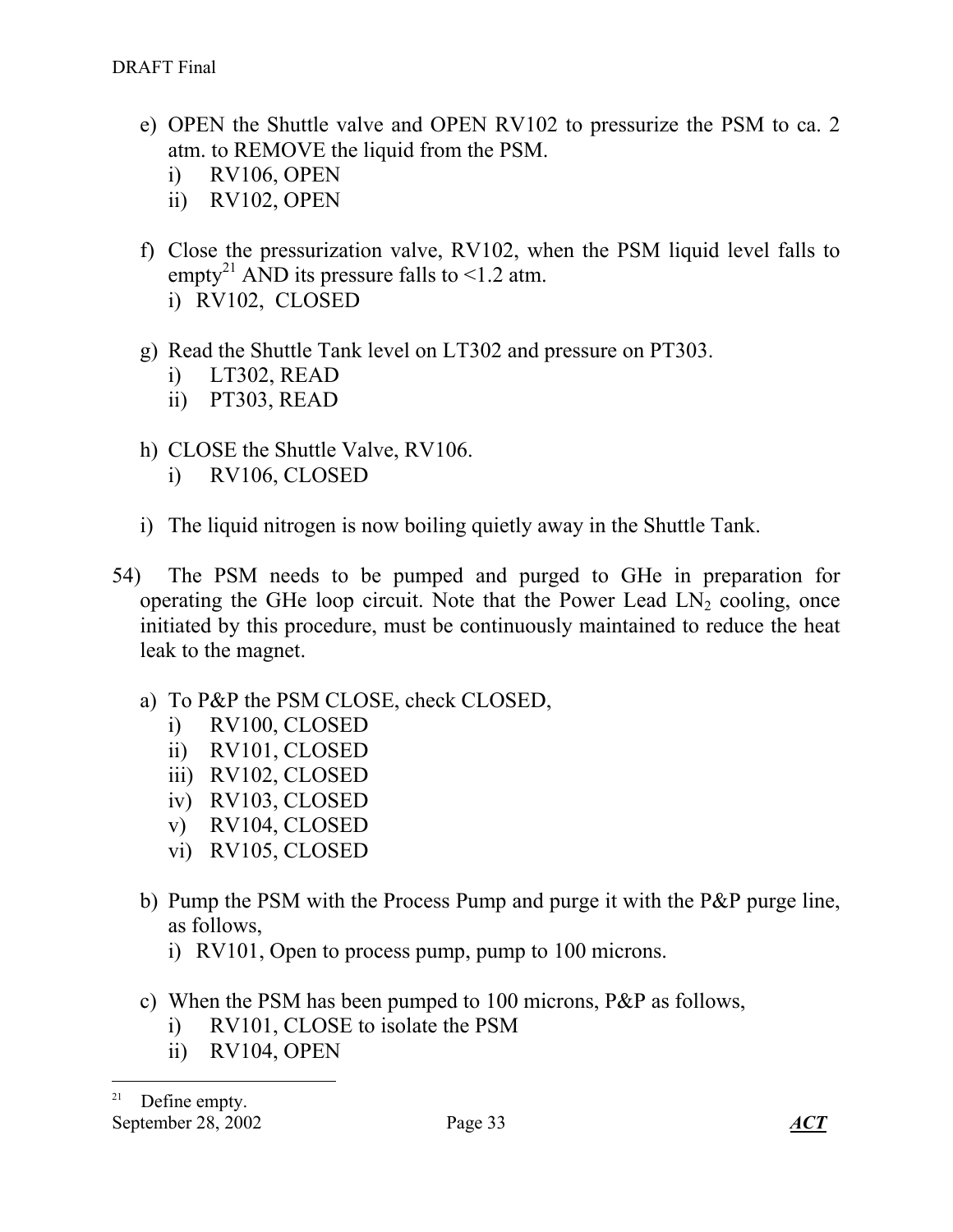e) OPEN the Shuttle valve and OPEN RV102 to pressurize the PSM to ca. 2 atm. to REMOVE the liquid from the PSM.
   i) RV106, OPEN
   ii) RV102, OPEN

f) Close the pressurization valve, RV102, when the PSM liquid level falls to empty[21] AND its pressure falls to <1.2 atm.
   i) RV102, CLOSED

g) Read the Shuttle Tank level on LT302 and pressure on PT303.
   i) LT302, READ
   ii) PT303, READ

h) CLOSE the Shuttle Valve, RV106.
   i) RV106, CLOSED

i) The liquid nitrogen is now boiling quietly away in the Shuttle Tank.

54) The PSM needs to be pumped and purged to GHe in preparation for operating the GHe loop circuit. Note that the Power Lead $LN_2$ cooling, once initiated by this procedure, must be continuously maintained to reduce the heat leak to the magnet.

   a) To P&P the PSM CLOSE, check CLOSED,
      i) RV100, CLOSED
      ii) RV101, CLOSED
      iii) RV102, CLOSED
      iv) RV103, CLOSED
      v) RV104, CLOSED
      vi) RV105, CLOSED

   b) Pump the PSM with the Process Pump and purge it with the P&P purge line, as follows,
      i) RV101, Open to process pump, pump to 100 microns.

   c) When the PSM has been pumped to 100 microns, P&P as follows,
      i) RV101, CLOSE to isolate the PSM
      ii) RV104, OPEN

---

[21] Define empty.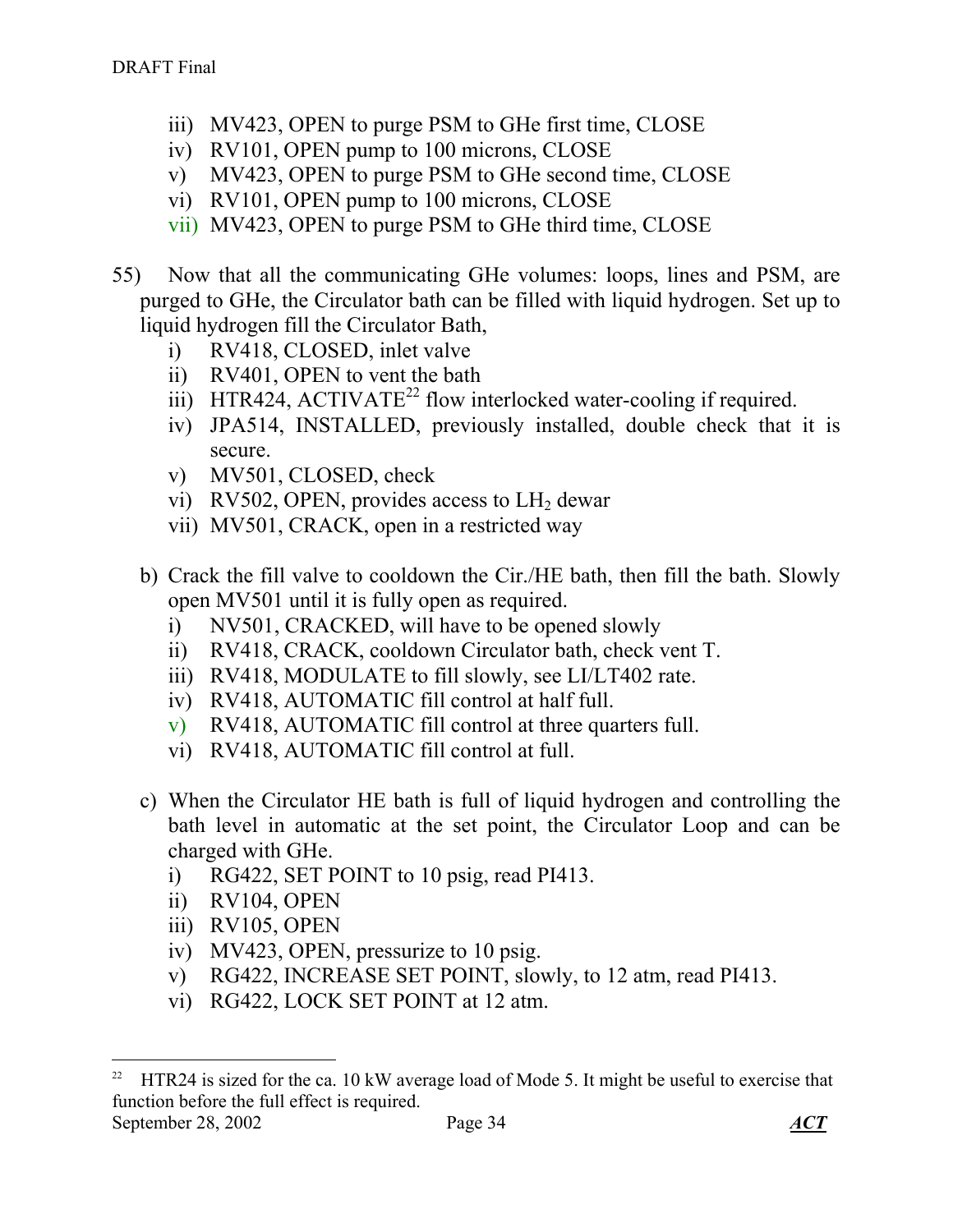iii) MV423, OPEN to purge PSM to GHe first time, CLOSE
iv) RV101, OPEN pump to 100 microns, CLOSE
v) MV423, OPEN to purge PSM to GHe second time, CLOSE
vi) RV101, OPEN pump to 100 microns, CLOSE
vii) MV423, OPEN to purge PSM to GHe third time, CLOSE

55) Now that all the communicating GHe volumes: loops, lines and PSM, are purged to GHe, the Circulator bath can be filled with liquid hydrogen. Set up to liquid hydrogen fill the Circulator Bath,

i) RV418, CLOSED, inlet valve
ii) RV401, OPEN to vent the bath
iii) HTR424, ACTIVATE[22] flow interlocked water-cooling if required.
iv) JPA514, INSTALLED, previously installed, double check that it is secure.
v) MV501, CLOSED, check
vi) RV502, OPEN, provides access to $LH_2$ dewar
vii) MV501, CRACK, open in a restricted way

b) Crack the fill valve to cooldown the Cir./HE bath, then fill the bath. Slowly open MV501 until it is fully open as required.

i) NV501, CRACKED, will have to be opened slowly
ii) RV418, CRACK, cooldown Circulator bath, check vent T.
iii) RV418, MODULATE to fill slowly, see LI/LT402 rate.
iv) RV418, AUTOMATIC fill control at half full.
v) RV418, AUTOMATIC fill control at three quarters full.
vi) RV418, AUTOMATIC fill control at full.

c) When the Circulator HE bath is full of liquid hydrogen and controlling the bath level in automatic at the set point, the Circulator Loop and can be charged with GHe.

i) RG422, SET POINT to 10 psig, read PI413.
ii) RV104, OPEN
iii) RV105, OPEN
iv) MV423, OPEN, pressurize to 10 psig.
v) RG422, INCREASE SET POINT, slowly, to 12 atm, read PI413.
vi) RG422, LOCK SET POINT at 12 atm.

---

[22] HTR24 is sized for the ca. 10 kW average load of Mode 5. It might be useful to exercise that function before the full effect is required.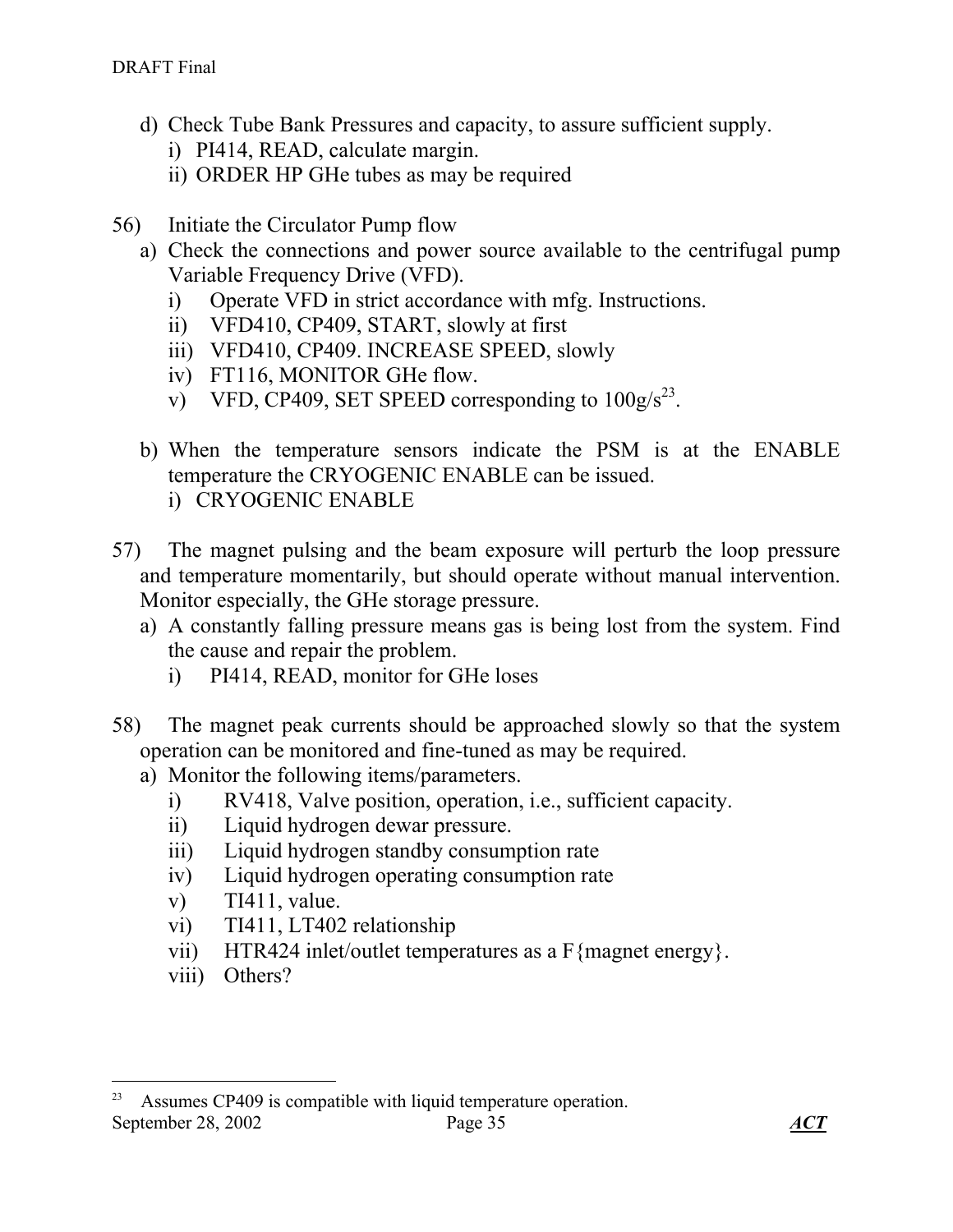d) Check Tube Bank Pressures and capacity, to assure sufficient supply.
   i) PI414, READ, calculate margin.
   ii) ORDER HP GHe tubes as may be required

56) Initiate the Circulator Pump flow
   a) Check the connections and power source available to the centrifugal pump Variable Frequency Drive (VFD).
      i) Operate VFD in strict accordance with mfg. Instructions.
      ii) VFD410, CP409, START, slowly at first
      iii) VFD410, CP409. INCREASE SPEED, slowly
      iv) FT116, MONITOR GHe flow.
      v) VFD, CP409, SET SPEED corresponding to 100g/s[23].

   b) When the temperature sensors indicate the PSM is at the ENABLE temperature the CRYOGENIC ENABLE can be issued.
      i) CRYOGENIC ENABLE

57) The magnet pulsing and the beam exposure will perturb the loop pressure and temperature momentarily, but should operate without manual intervention. Monitor especially, the GHe storage pressure.
   a) A constantly falling pressure means gas is being lost from the system. Find the cause and repair the problem.
      i) PI414, READ, monitor for GHe loses

58) The magnet peak currents should be approached slowly so that the system operation can be monitored and fine-tuned as may be required.
   a) Monitor the following items/parameters.
      i) RV418, Valve position, operation, i.e., sufficient capacity.
      ii) Liquid hydrogen dewar pressure.
      iii) Liquid hydrogen standby consumption rate
      iv) Liquid hydrogen operating consumption rate
      v) TI411, value.
      vi) TI411, LT402 relationship
      vii) HTR424 inlet/outlet temperatures as a F{magnet energy}.
      viii) Others?

---

[23] Assumes CP409 is compatible with liquid temperature operation.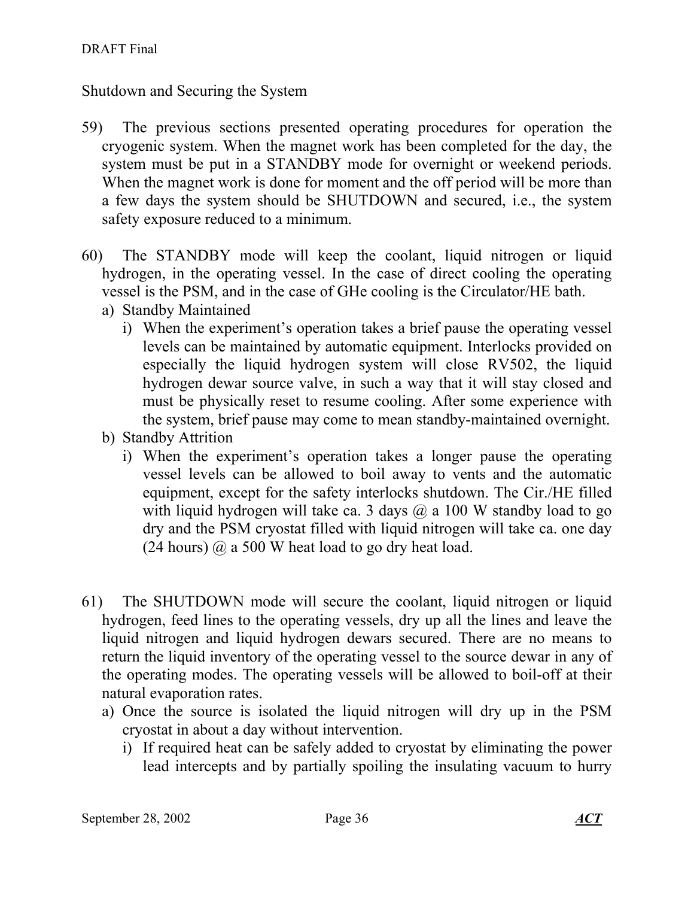Shutdown and Securing the System

59) The previous sections presented operating procedures for operation the cryogenic system. When the magnet work has been completed for the day, the system must be put in a STANDBY mode for overnight or weekend periods. When the magnet work is done for moment and the off period will be more than a few days the system should be SHUTDOWN and secured, i.e., the system safety exposure reduced to a minimum.

60) The STANDBY mode will keep the coolant, liquid nitrogen or liquid hydrogen, in the operating vessel. In the case of direct cooling the operating vessel is the PSM, and in the case of GHe cooling is the Circulator/HE bath.
   a) Standby Maintained
      i) When the experiment's operation takes a brief pause the operating vessel levels can be maintained by automatic equipment. Interlocks provided on especially the liquid hydrogen system will close RV502, the liquid hydrogen dewar source valve, in such a way that it will stay closed and must be physically reset to resume cooling. After some experience with the system, brief pause may come to mean standby-maintained overnight.
   b) Standby Attrition
      i) When the experiment's operation takes a longer pause the operating vessel levels can be allowed to boil away to vents and the automatic equipment, except for the safety interlocks shutdown. The Cir./HE filled with liquid hydrogen will take ca. 3 days @ a 100 W standby load to go dry and the PSM cryostat filled with liquid nitrogen will take ca. one day (24 hours) @ a 500 W heat load to go dry heat load.

61) The SHUTDOWN mode will secure the coolant, liquid nitrogen or liquid hydrogen, feed lines to the operating vessels, dry up all the lines and leave the liquid nitrogen and liquid hydrogen dewars secured. There are no means to return the liquid inventory of the operating vessel to the source dewar in any of the operating modes. The operating vessels will be allowed to boil-off at their natural evaporation rates.
   a) Once the source is isolated the liquid nitrogen will dry up in the PSM cryostat in about a day without intervention.
      i) If required heat can be safely added to cryostat by eliminating the power lead intercepts and by partially spoiling the insulating vacuum to hurry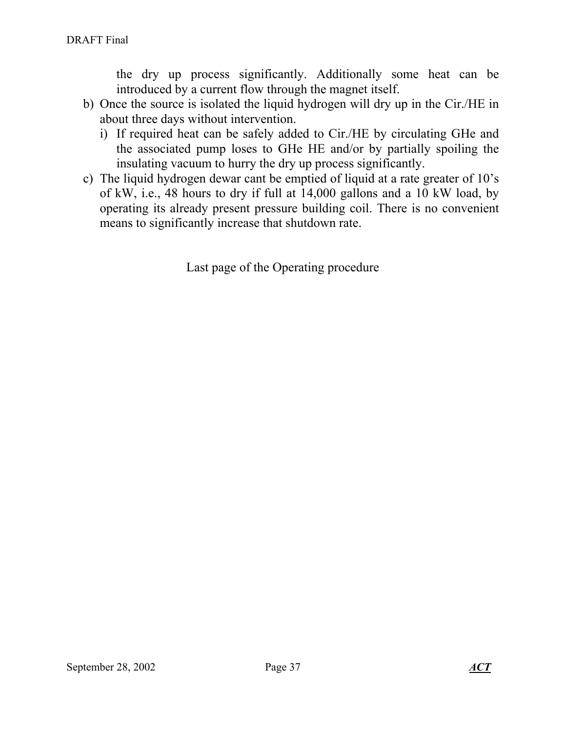the dry up process significantly. Additionally some heat can be introduced by a current flow through the magnet itself.

b) Once the source is isolated the liquid hydrogen will dry up in the Cir./HE in about three days without intervention.
   i) If required heat can be safely added to Cir./HE by circulating GHe and the associated pump loses to GHe HE and/or by partially spoiling the insulating vacuum to hurry the dry up process significantly.
c) The liquid hydrogen dewar cant be emptied of liquid at a rate greater of 10's of kW, i.e., 48 hours to dry if full at 14,000 gallons and a 10 kW load, by operating its already present pressure building coil. There is no convenient means to significantly increase that shutdown rate.

Last page of the Operating procedure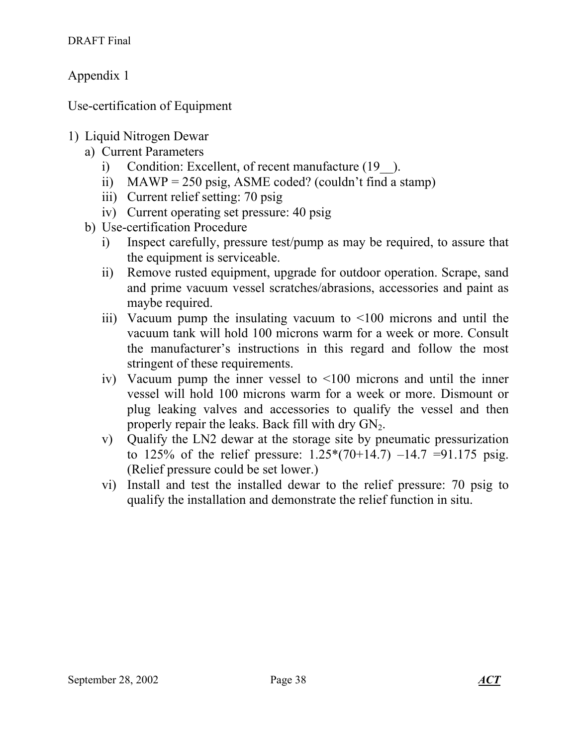Appendix 1

Use-certification of Equipment

1) Liquid Nitrogen Dewar
   a) Current Parameters
      i) Condition: Excellent, of recent manufacture (19__).
      ii) MAWP = 250 psig, ASME coded? (couldn't find a stamp)
      iii) Current relief setting: 70 psig
      iv) Current operating set pressure: 40 psig
   b) Use-certification Procedure
      i) Inspect carefully, pressure test/pump as may be required, to assure that the equipment is serviceable.
      ii) Remove rusted equipment, upgrade for outdoor operation. Scrape, sand and prime vacuum vessel scratches/abrasions, accessories and paint as maybe required.
      iii) Vacuum pump the insulating vacuum to <100 microns and until the vacuum tank will hold 100 microns warm for a week or more. Consult the manufacturer's instructions in this regard and follow the most stringent of these requirements.
      iv) Vacuum pump the inner vessel to <100 microns and until the inner vessel will hold 100 microns warm for a week or more. Dismount or plug leaking valves and accessories to qualify the vessel and then properly repair the leaks. Back fill with dry $GN_2$.
      v) Qualify the LN2 dewar at the storage site by pneumatic pressurization to 125% of the relief pressure: $1.25*(70+14.7) -14.7 =91.175$ psig. (Relief pressure could be set lower.)
      vi) Install and test the installed dewar to the relief pressure: 70 psig to qualify the installation and demonstrate the relief function in situ.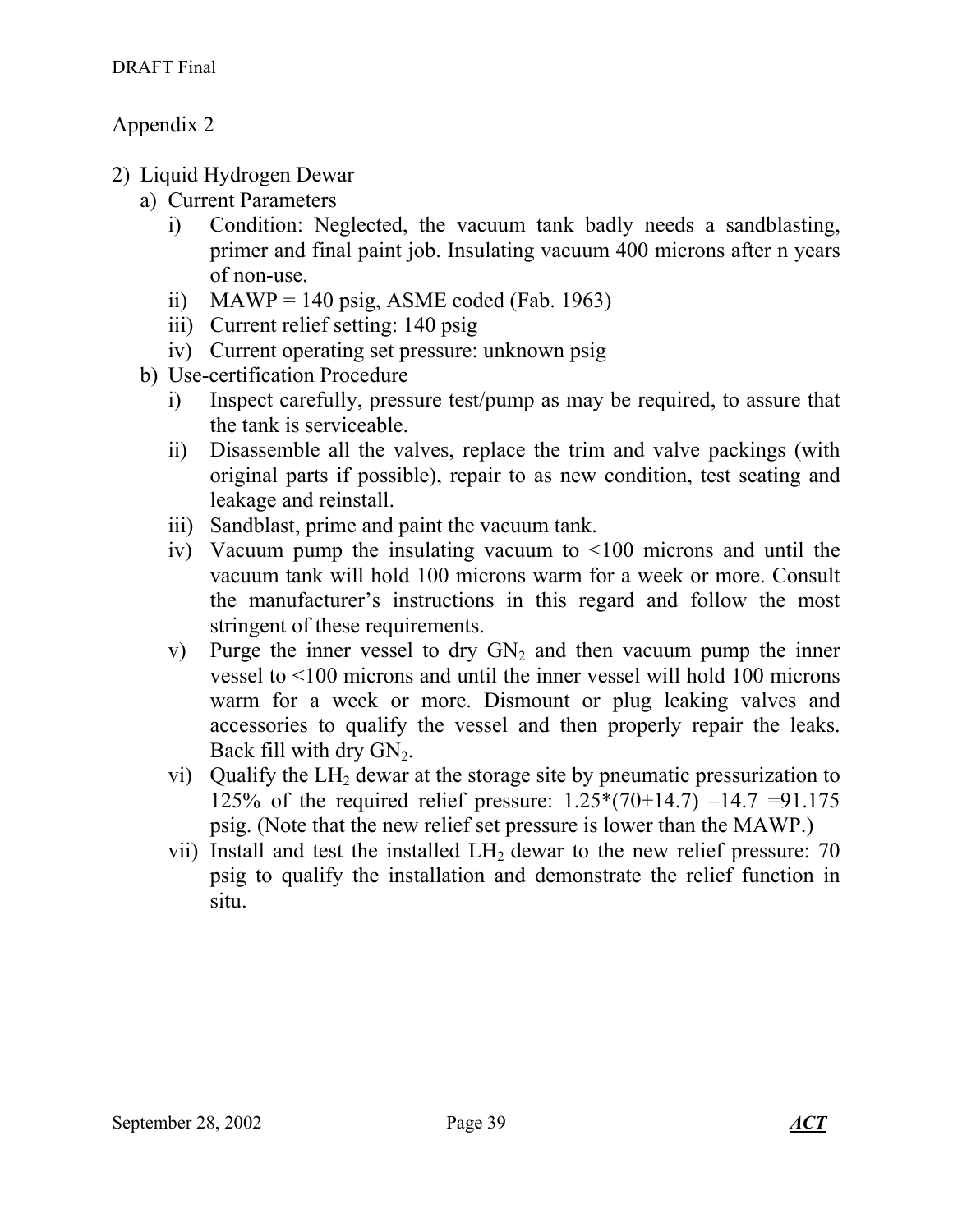## Appendix 2

2) Liquid Hydrogen Dewar
   a) Current Parameters
      i) Condition: Neglected, the vacuum tank badly needs a sandblasting, primer and final paint job. Insulating vacuum 400 microns after n years of non-use.
      ii) MAWP = 140 psig, ASME coded (Fab. 1963)
      iii) Current relief setting: 140 psig
      iv) Current operating set pressure: unknown psig
   b) Use-certification Procedure
      i) Inspect carefully, pressure test/pump as may be required, to assure that the tank is serviceable.
      ii) Disassemble all the valves, replace the trim and valve packings (with original parts if possible), repair to as new condition, test seating and leakage and reinstall.
      iii) Sandblast, prime and paint the vacuum tank.
      iv) Vacuum pump the insulating vacuum to <100 microns and until the vacuum tank will hold 100 microns warm for a week or more. Consult the manufacturer's instructions in this regard and follow the most stringent of these requirements.
      v) Purge the inner vessel to dry $GN_2$ and then vacuum pump the inner vessel to <100 microns and until the inner vessel will hold 100 microns warm for a week or more. Dismount or plug leaking valves and accessories to qualify the vessel and then properly repair the leaks. Back fill with dry $GN_2$.
      vi) Qualify the $LH_2$ dewar at the storage site by pneumatic pressurization to 125% of the required relief pressure: $1.25*(70+14.7) - 14.7 = 91.175$ psig. (Note that the new relief set pressure is lower than the MAWP.)
      vii) Install and test the installed $LH_2$ dewar to the new relief pressure: 70 psig to qualify the installation and demonstrate the relief function in situ.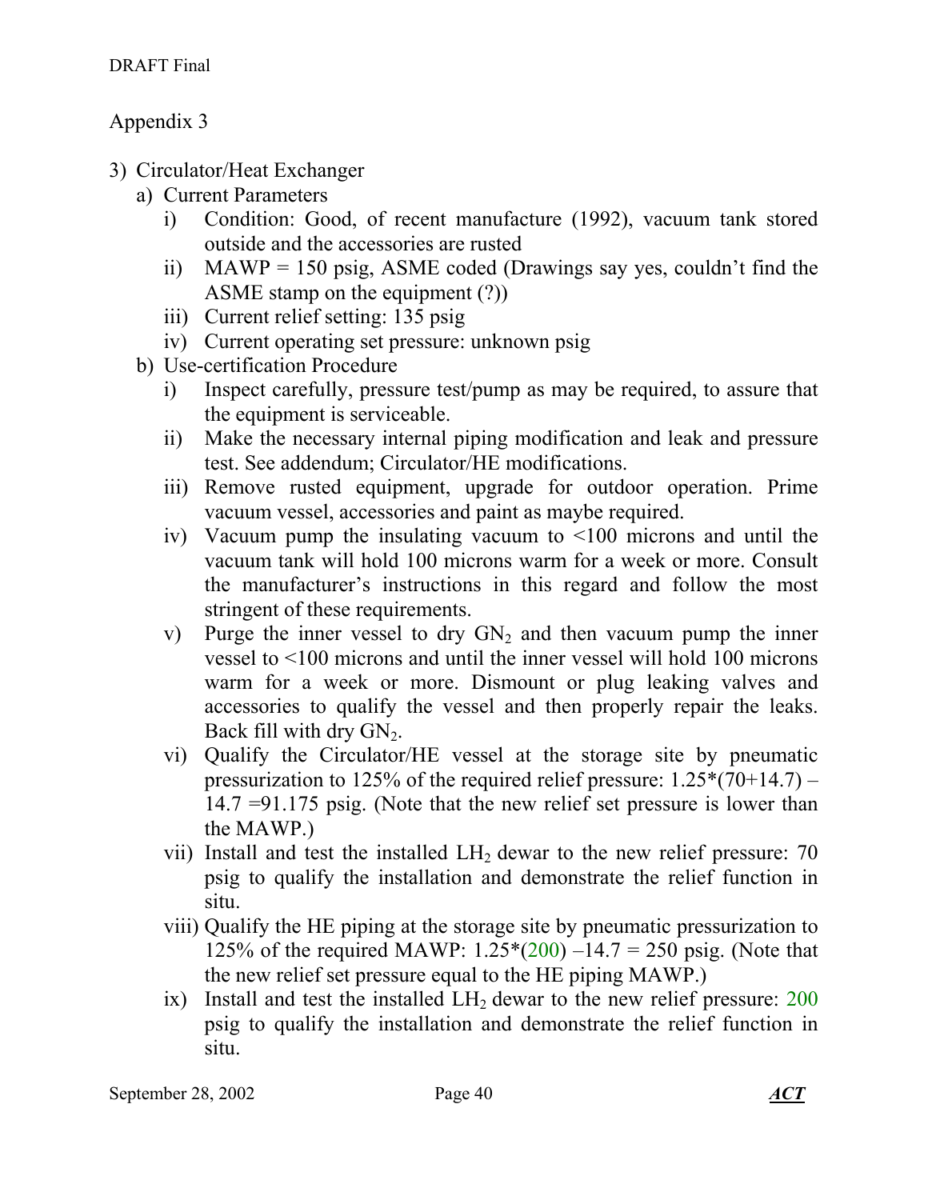DRAFT Final

## Appendix 3

3) Circulator/Heat Exchanger
   a) Current Parameters
      i) Condition: Good, of recent manufacture (1992), vacuum tank stored outside and the accessories are rusted
      ii) MAWP = 150 psig, ASME coded (Drawings say yes, couldn't find the ASME stamp on the equipment (?))
      iii) Current relief setting: 135 psig
      iv) Current operating set pressure: unknown psig
   b) Use-certification Procedure
      i) Inspect carefully, pressure test/pump as may be required, to assure that the equipment is serviceable.
      ii) Make the necessary internal piping modification and leak and pressure test. See addendum; Circulator/HE modifications.
      iii) Remove rusted equipment, upgrade for outdoor operation. Prime vacuum vessel, accessories and paint as maybe required.
      iv) Vacuum pump the insulating vacuum to <100 microns and until the vacuum tank will hold 100 microns warm for a week or more. Consult the manufacturer's instructions in this regard and follow the most stringent of these requirements.
      v) Purge the inner vessel to dry $GN_2$ and then vacuum pump the inner vessel to <100 microns and until the inner vessel will hold 100 microns warm for a week or more. Dismount or plug leaking valves and accessories to qualify the vessel and then properly repair the leaks. Back fill with dry $GN_2$.
      vi) Qualify the Circulator/HE vessel at the storage site by pneumatic pressurization to 125% of the required relief pressure: $1.25*(70+14.7) - 14.7 = 91.175$ psig. (Note that the new relief set pressure is lower than the MAWP.)
      vii) Install and test the installed $LH_2$ dewar to the new relief pressure: 70 psig to qualify the installation and demonstrate the relief function in situ.
      viii) Qualify the HE piping at the storage site by pneumatic pressurization to 125% of the required MAWP: $1.25*(200) - 14.7 = 250$ psig. (Note that the new relief set pressure equal to the HE piping MAWP.)
      ix) Install and test the installed $LH_2$ dewar to the new relief pressure: 200 psig to qualify the installation and demonstrate the relief function in situ.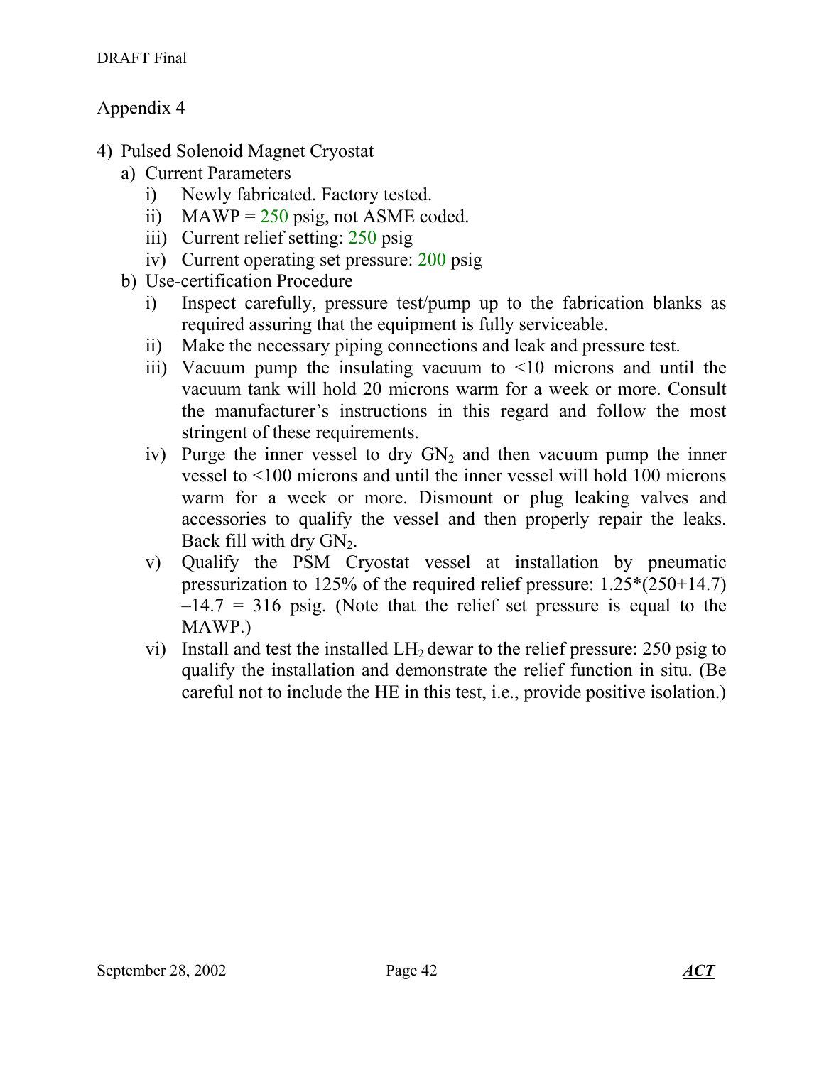## Appendix 4

4) Pulsed Solenoid Magnet Cryostat
   a) Current Parameters
      i) Newly fabricated. Factory tested.
      ii) MAWP = 250 psig, not ASME coded.
      iii) Current relief setting: 250 psig
      iv) Current operating set pressure: 200 psig
   b) Use-certification Procedure
      i) Inspect carefully, pressure test/pump up to the fabrication blanks as required assuring that the equipment is fully serviceable.
      ii) Make the necessary piping connections and leak and pressure test.
      iii) Vacuum pump the insulating vacuum to <10 microns and until the vacuum tank will hold 20 microns warm for a week or more. Consult the manufacturer's instructions in this regard and follow the most stringent of these requirements.
      iv) Purge the inner vessel to dry $GN_2$ and then vacuum pump the inner vessel to <100 microns and until the inner vessel will hold 100 microns warm for a week or more. Dismount or plug leaking valves and accessories to qualify the vessel and then properly repair the leaks. Back fill with dry $GN_2$.
      v) Qualify the PSM Cryostat vessel at installation by pneumatic pressurization to 125% of the required relief pressure: $1.25*(250+14.7) - 14.7 = 316$ psig. (Note that the relief set pressure is equal to the MAWP.)
      vi) Install and test the installed $LH_2$ dewar to the relief pressure: 250 psig to qualify the installation and demonstrate the relief function in situ. (Be careful not to include the HE in this test, i.e., provide positive isolation.)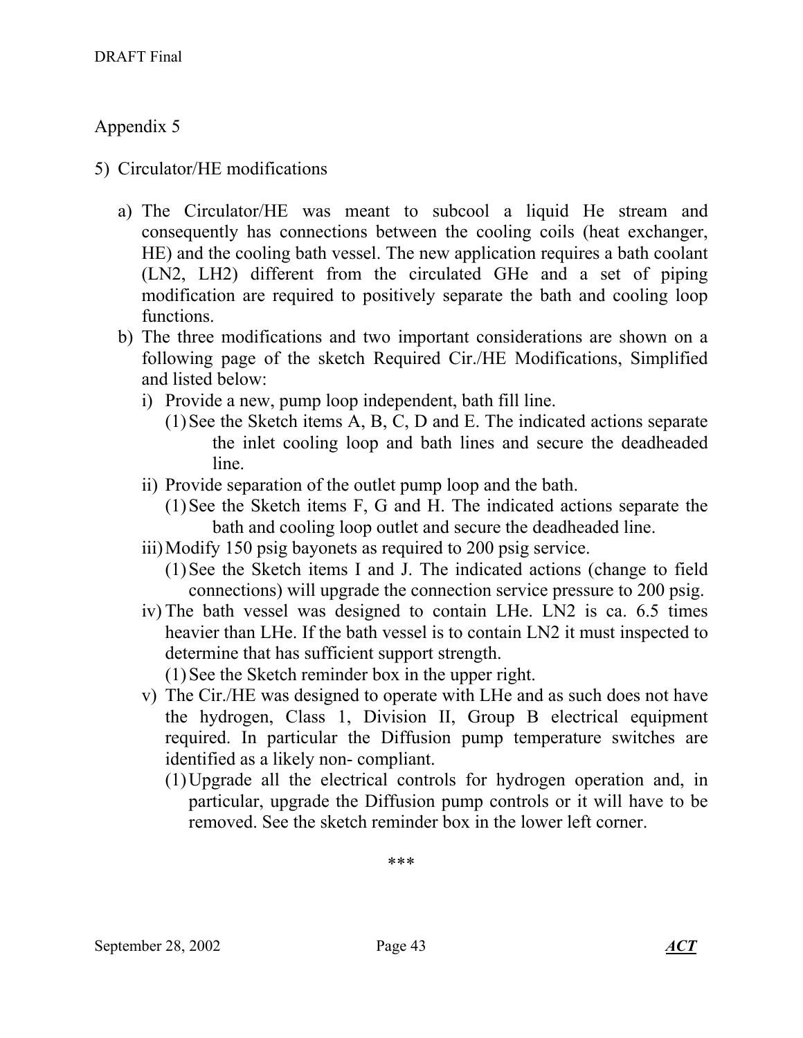## Appendix 5

5) Circulator/HE modifications

   a) The Circulator/HE was meant to subcool a liquid He stream and consequently has connections between the cooling coils (heat exchanger, HE) and the cooling bath vessel. The new application requires a bath coolant (LN2, LH2) different from the circulated GHe and a set of piping modification are required to positively separate the bath and cooling loop functions.
   b) The three modifications and two important considerations are shown on a following page of the sketch Required Cir./HE Modifications, Simplified and listed below:
      i) Provide a new, pump loop independent, bath fill line.
         (1) See the Sketch items A, B, C, D and E. The indicated actions separate the inlet cooling loop and bath lines and secure the deadheaded line.
      ii) Provide separation of the outlet pump loop and the bath.
         (1) See the Sketch items F, G and H. The indicated actions separate the bath and cooling loop outlet and secure the deadheaded line.
      iii) Modify 150 psig bayonets as required to 200 psig service.
         (1) See the Sketch items I and J. The indicated actions (change to field connections) will upgrade the connection service pressure to 200 psig.
      iv) The bath vessel was designed to contain LHe. LN2 is ca. 6.5 times heavier than LHe. If the bath vessel is to contain LN2 it must inspected to determine that has sufficient support strength.
         (1) See the Sketch reminder box in the upper right.
      v) The Cir./HE was designed to operate with LHe and as such does not have the hydrogen, Class 1, Division II, Group B electrical equipment required. In particular the Diffusion pump temperature switches are identified as a likely non- compliant.
         (1) Upgrade all the electrical controls for hydrogen operation and, in particular, upgrade the Diffusion pump controls or it will have to be removed. See the sketch reminder box in the lower left corner.

***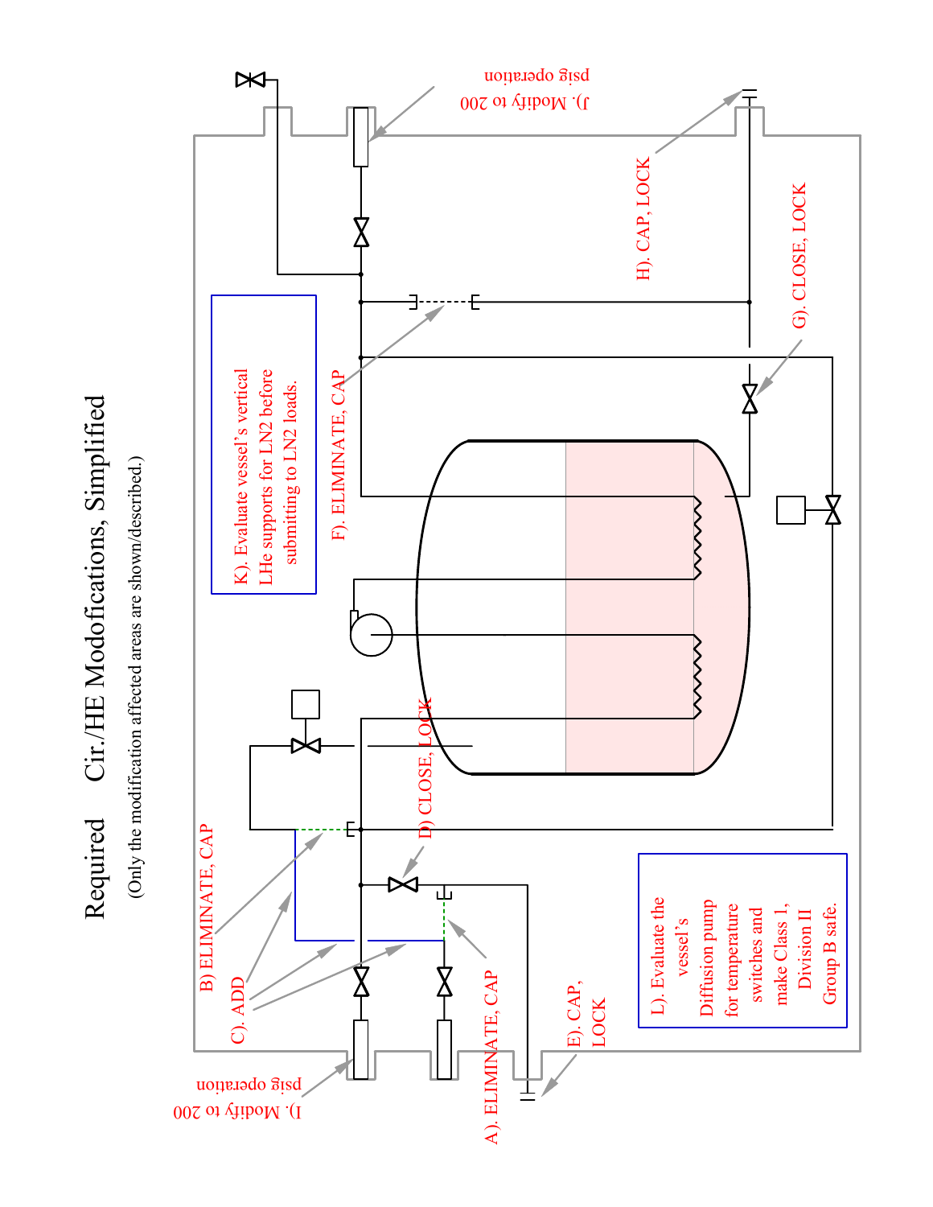# Required Cir./HE Modofications, Simplified

(Only the modification affected areas are shown/described.)

A). ELIMINATE, CAP

B) ELIMINATE, CAP

C). ADD

D) CLOSE, LOCK

E). CAP, LOCK

F). ELIMINATE, CAP

G). CLOSE, LOCK

H). CAP, LOCK

I). Modify to 200 psig operation

J). Modify to 200 psig operation

K). Evaluate vessel's vertical LHe supports for LN2 before submitting to LN2 loads.

L). Evaluate the vessel's Diffusion pump for temperature switches and make Class 1, Division II Group B safe.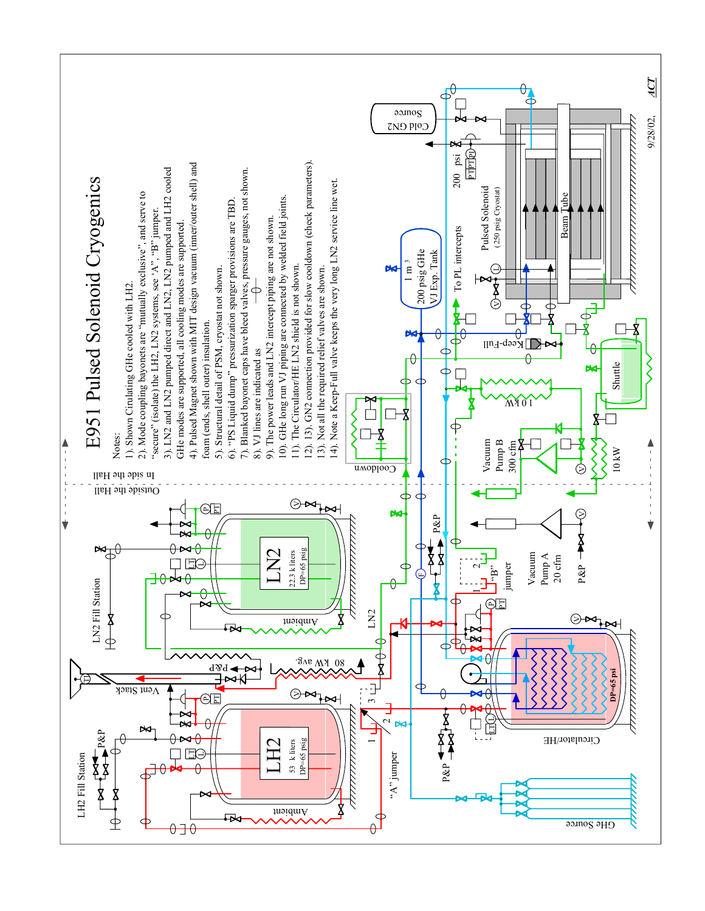# E951 Pulsed Solenoid Cryogenics

Notes:

1). Shown Circulating GHe cooled with LH2.
2). Mode coupling bayonets are "mutually exclusive", and serve to "secure" (isolate) the LH2, LN2 systems, see 'A', "B" jumper.
3). LN2 and LN2 pumped direct and LN2, LH2 pumped and LH2 cooled GHe modes are supported, all cooling modes are supported.
4). Pulsed Magnet shown with MIT design vacuum (inner/outer shell) and foam (ends, shell outer) insulation.
5). Structural detail of PSM, cryostat not shown.
6). "PS Liquid dump" pressurization sparger provisions are TBD.
7). Blanked bayonet caps have bleed valves, pressure gauges, not shown.
8). VJ lines are indicated as
9). The power leads and LN2 intercept piping are not shown.
10). GHe long run VJ piping are connected by welded field joints.
11). The Circulator/HE LN2 shield is not shown.
12). 13). GN2 connection provided for slow cooldown (check parameters).
13). Not all the required relief valves are shown.
14). Note a Keep-Full valve keeps the very long LN2 service line wet.

LH2 Fill Station

LN2 Fill Station

Vent Stack

LH2 53 k liters DP=65 psig

LN2 22.3 k liters DP=65 psig

Ambient

80 kW avg.

"A" jumper

"B" jumper

Circulator/HE

DP=65 psi

GHe Source

Vacuum Pump A 20 cfm

Vacuum Pump B 300 cfm

10 kW

Cooldown

Shuttle

Keep-Full

1 m³ 200 psig GHe VJ Exp. Tank

To PL intercepts

200 psi

Pulsed Solenoid (250 psig Cryostat)

Beam Tube

Cold GN2 Source

Outside the Hall

In side the Hall

9/28/02, *ACT*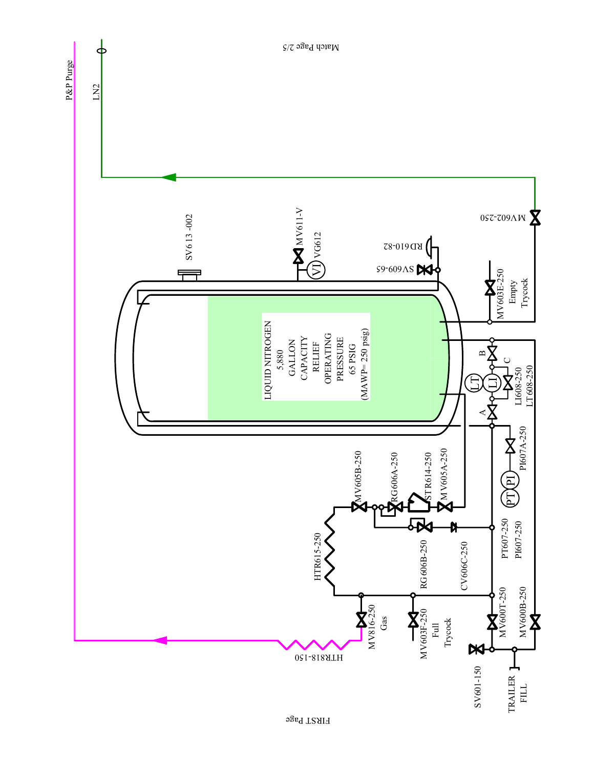P&P Purge

LN2

Match Page 2/5

SV613 -002

MV611-V

VG612

VI

RD610-82

SV609-65

MV602-250

MV603E-250
Empty
Trycock

LIQUID NITROGEN
5,880
GALLON
CAPACITY
RELIEF
OPERATING
PRESSURE
65 PSIG
(MAWP= 250 psig)

LT

LI

A

B

C

LI608-250
LT608-250

PI607A-250

PT

PI

MV605B-250

RG606A-250

STR614-250

MV605A-250

HTR615-250

RG606B-250

CV606C-250

PT607-250
PI607-250

MV816-250
Gas

MV603F-250
Full
Trycock

MV600T-250

MV600B-250

HTR818-150

SV601-150

TRAILER
FILL

FIRST Page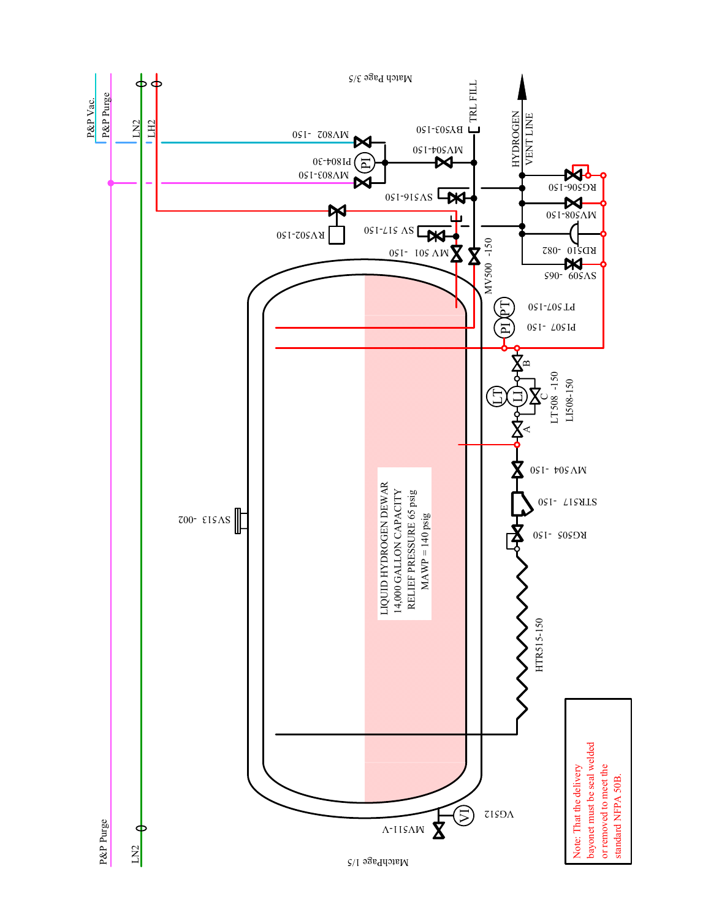P&P Vac.

P&P Purge

LN2

LH2

Match Page 3/5

MV802 -150

PI804-30

MV803-150

BY503-150

TRL FILL

MV504-150

HYDROGEN VENT LINE

SV516-150

RG506-150

MV508-150

RV502-150

SV 517-150

MV 501 -150

MV500 -150

RD510 -082

SV509 -065

PT 507-150

PI 507 -150

B

LT

LI

C

LT508 -150

LI508-150

A

MV 504 -150

STR517 -150

RG505 -150

SV513 -002

LIQUID HYDROGEN DEWAR
14,000 GALLON CAPACITY
RELIEF PRESSURE 65 psig
MAWP = 140 psig

HTR515-150

P&P Purge

LN2

MV511-V

VI

VG512

MatchPage 1/5

Note: That the delivery bayonet must be seal welded or removed to meet the standard NFPA 50B.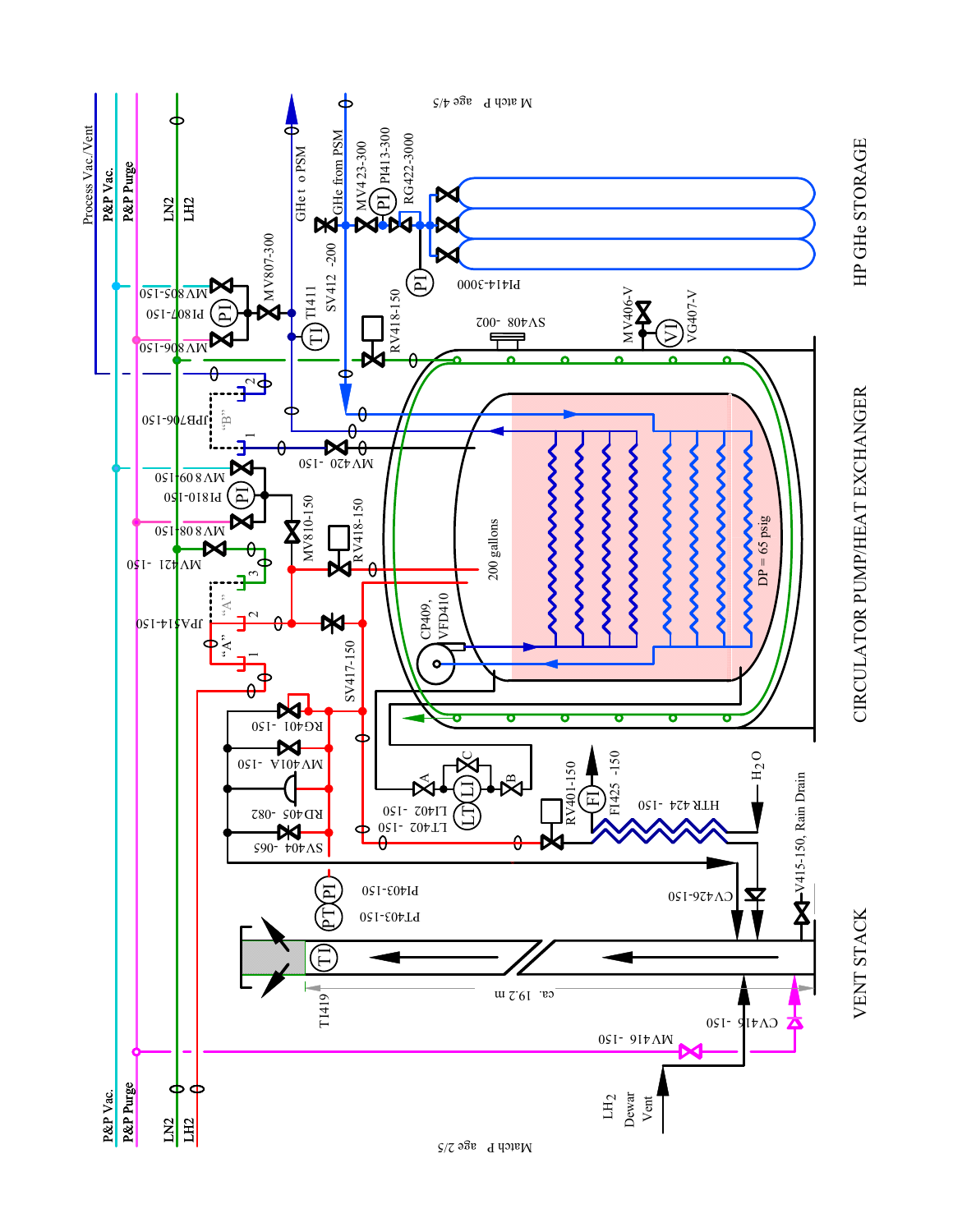VENT STACK

CIRCULATOR PUMP/HEAT EXCHANGER

HP GHe STORAGE

Match Page 2/5

Match Page 4/5

Process Vac./Vent

P&P Vac.

P&P Purge

LN2

LH2

GHe to PSM

GHe from PSM

MV423-300

PI413-300

RG422-3000

PI414-3000

SV412 -200

TI411

MV807-300

MV805-150

PI807-150

MV806-150

RV418-150

SV408 -200

MV406-V

VG407-V

VI

JPB706-150

"B"

MV420 -150

MV809-150

PI810-150

MV808-150

MV810-150

RV418-150

MV421 -150

JPA514-150

"A"

200 gallons

DP = 65 psig

CP409, VFD410

SV417-150

RG401 -150

MV401A -150

RD405 -082

SV404 -065

LT402 -150

LI402 -150

RV401-150

FI425 -150

HTR 424 -150

$H_2O$

CV426-150

V415-150, Rain Drain

PI403-150

PT403-150

TI

TI419

ca. 19.2 m

CV416 -150

MV416 -150

$LH_2$ Dewar Vent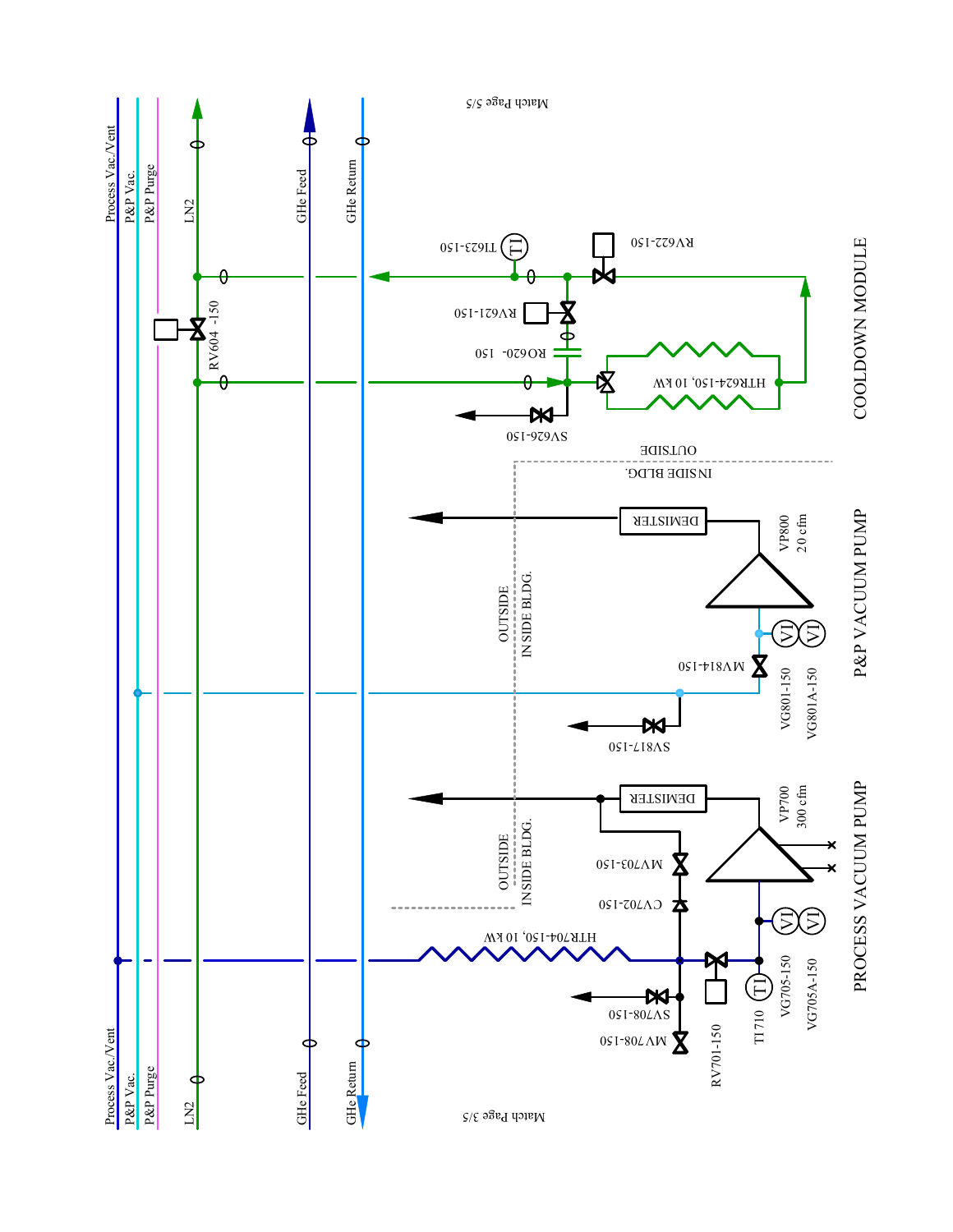Process Vac./Vent

P&P Vac.

P&P Purge

LN2

GHe Feed

GHe Return

Match Page 5/5

Match Page 3/5

RV604 -150

TI623-150

RV621-150

RO620- 150

RV622-150

SV626-150

HTR624-150, 10 kW

COOLDOWN MODULE

OUTSIDE

INSIDE BLDG.

DEMISTER

VP800
20 cfm

MV814-150

VG801-150

VG801A-150

SV817-150

P&P VACUUM PUMP

DEMISTER

VP700
300 cfm

MV703-150

CV702-150

HTR704-150, 10 kW

SV708-150

MV708-150

RV701-150

TI710

VG705-150

VG705A-150

PROCESS VACUUM PUMP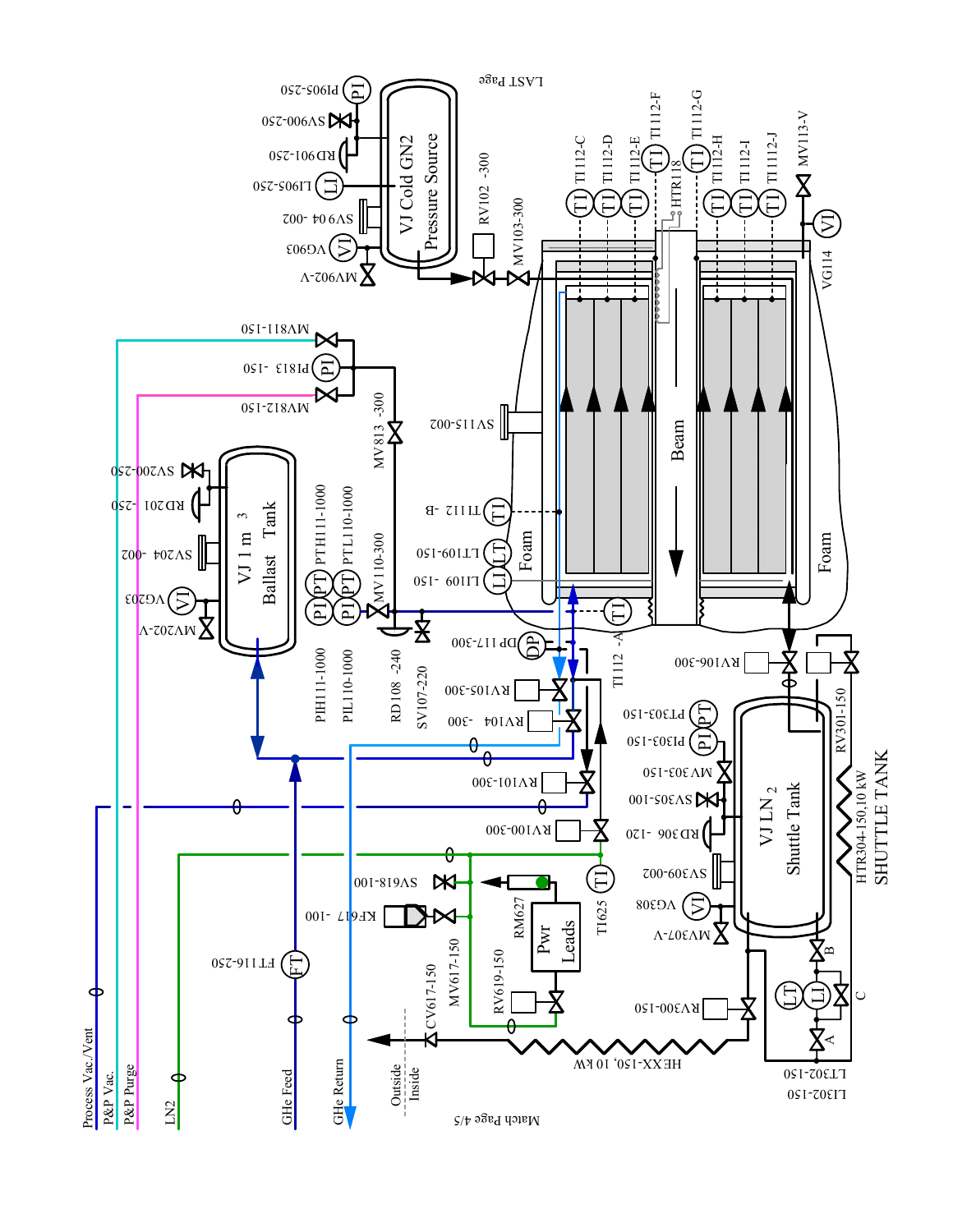LAST Page

VJ Cold GN2 Pressure Source

PI905-250
SV900-250
RD901-250
LI905-250
SV904-002
VG903
MV902-V

RV102-300
MV103-300

TI112-C
TI112-D
TI112-E
TI112-F
HTR118
TI112-G
TI112-H
TI112-I
TI112-J
MV113-V
VG114

MV811-150
PI813-150
MV812-150
MV813-300

SV115-002

Beam

Foam

Foam

VJ 1 m 3 Ballast Tank

SV200-250
RD201-250
SV204-002
VG203
MV202-V

PTH111-1000
PTL110-1000
MV110-300
PIH111-1000
PIL110-1000
RD108-240
SV107-220

TI112-B
LT109-150
LI109-150
TI112-A

DP117-300
RV105-300
RV104-300
RV101-300
RV100-300
RV106-300

TI625

SV618-100
KF617-100
RM627
Pwr Leads
MV617-150
RV619-150
CV617-150

Outside
Inside

HEXX-150, 10 kW

PT303-150
PI303-150
MV303-150
SV305-100
RD306-120
SV309-002
VG308
MV307-V

VJ $LN_2$ Shuttle Tank

RV301-150
HTR304-150,10 kW
SHUTTLE TANK

RV300-150
LT
LI
A
B
C
LT302-150
LI302-150

FT116-250

Process Vac./Vent
P&P Vac.
P&P Purge
LN2
GHe Feed
GHe Return

Match Page 4/5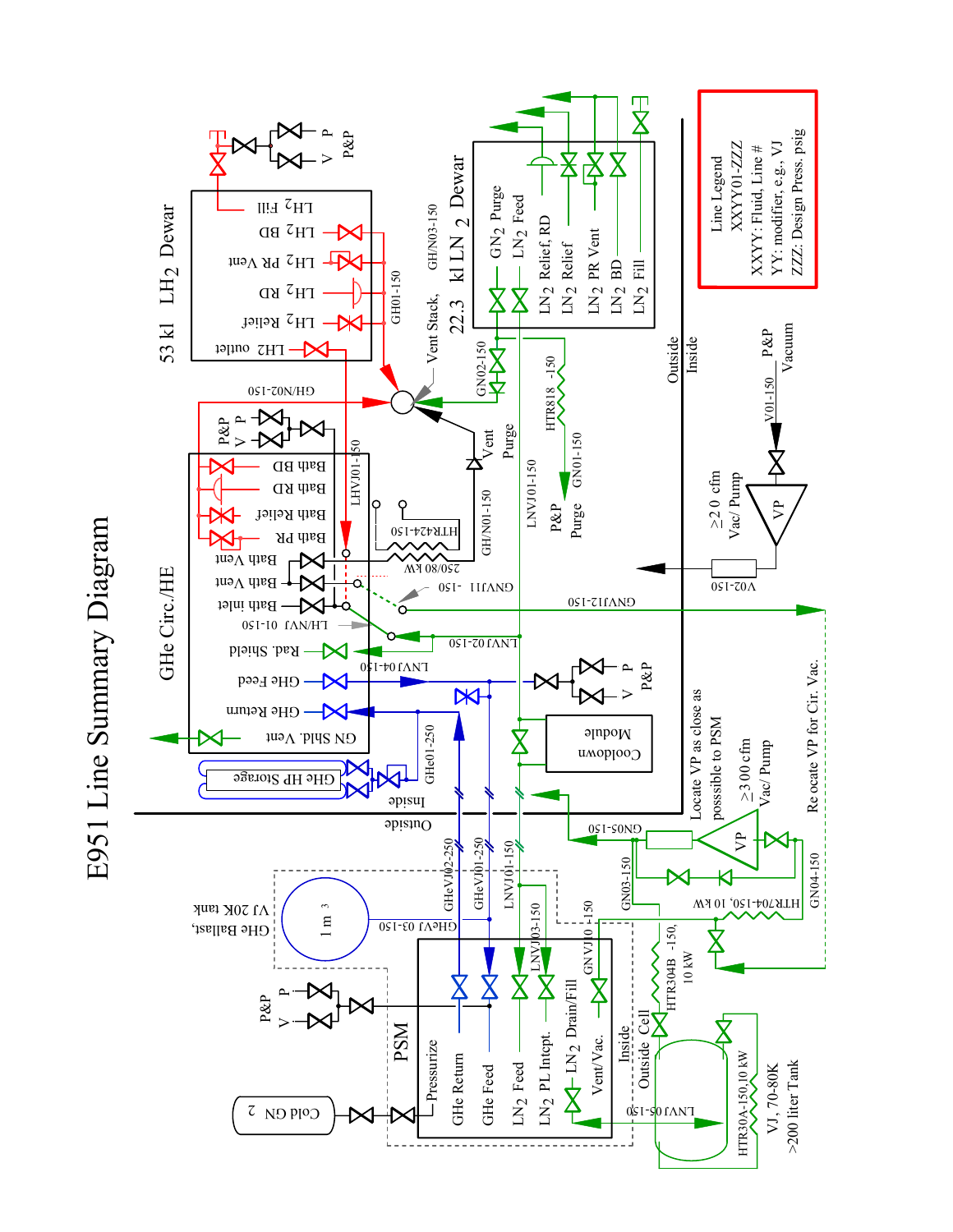# E951 Line Summary Diagram

53 kl $LH_2$ Dewar

$LH_2$ outlet

$LH_2$ Relief

$LH_2$ RD

$LH_2$ PR Vent

$LH_2$ BD

$LH_2$ Fill

V P P&P

GH01-150

GH/N03-150

Vent Stack,

22.3 kl $LN_2$ Dewar

$GN_2$ Purge

$LN_2$ Feed

$LN_2$ Relief, RD

$LN_2$ Relief

$LN_2$ PR Vent

$LN_2$ BD

$LN_2$ Fill

Line Legend
XXYY01-ZZZ
XXYY: Fluid, Line #
YY: modifier, e.g., VJ
ZZZ: Design Press. psig

GH/N02-150

GN02-150

HTR818 -150

GN01-150

P&P Purge

LNVJ01-150

GH/N01-150

Vent Purge

Outside Inside

P&P Vacuum

V01-150

≥20 cfm Vac/ Pump

VP

V02-150

GHe Circ./HE

Bath BD

Bath RD

Bath Relief

Bath PR

Bath Vent

Bath Vent

Bath inlet

Rad. Shield

GHe Feed

GHe Return

GN Shld. Vent

P&P V P

LHVJ01-150

HTR424-150

250/80 kW

GNVJ1 -150

GNVJ12-150

LH/NVJ 01-150

LNVJ02-150

LNVJ04-150

V P P&P

Cooldown Module

GHe HP Storage

GHe01-250

Inside

Outside

GHeVJ02-250

GHeVJ01-250

LNVJ01-150

GN05-150

VP

Locate VP as close as posssible to PSM

≥300 cfm Vac/ Pump

Re ocate VP for Cir. Vac.

GHe Ballast, VJ 20K tank

1 m 3

GHeVJ 03-150

LNVJ03-150

GN VJ10 -150

GN03-150

GN04-150

HTR704-150, 10 kW

HTR304B -150, 10 kW

P&P V P

PSM

Pressurize

GHe Return

GHe Feed

$LN_2$ Feed

$LN_2$ PL Intcpt.

$LN_2$ Drain/Fill

Vent/Vac.

Inside Outside Cell

Cold GN 2

LNVJ05-150

HTR30A-150,10 kW

VJ, 70-80K
>200 liter Tank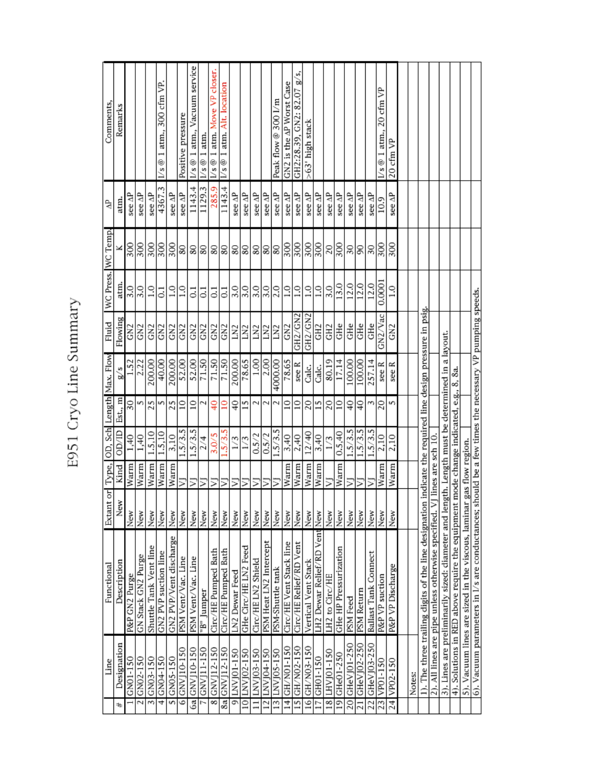# E951 Cryo Line Summary

| # | Line Designation | Functional Description | Extant or New | Type, Kind | OD, Sch OD/ID | Length Est., m | Max. Flow g/s | Fluid Flowing | WC Press. atm. | WC Temp. K | ΔP atm. | Comments, Remarks |
|---|---|---|---|---|---|---|---|---|---|---|---|---|
| 1 | GN01-150 | P&P GN2 Purge | New | Warm | 1,40 | 30 | 1.52 | GN2 | 3.0 | 300 | see ΔP | |
| 2 | GN02-150 | GN Stack GN2 Purge | New | Warm | 1,40 | 5 | 2.22 | GN2 | 3.0 | 300 | see ΔP | |
| 3 | GN03-150 | Shuttle Tank Vent line | New | Warm | 1.5,10 | 25 | 200.00 | GN2 | 1.0 | 300 | see ΔP | |
| 4 | GN04-150 | GN2 PVP suction line | New | Warm | 1.5,10 | 5 | 40.00 | GN2 | 0.1 | 300 | 4367.3 | l/s @ 1 atm., 300 cfm VP. |
| 5 | GN05-150 | GN2 PVP/Vent discharge | New | Warm | 3,10 | 25 | 200.00 | GN2 | 1.0 | 300 | see ΔP | |
| 6 | GNVJ10-150 | PSM Vent/Vac. Line | New | VJ | 1.5/3.5 | 10 | 52.00 | GN2 | 1.0 | 80 | see ΔP | Positive pressure |
| 6a | GNVJ10-150 | PSM Vent/Vac. Line | New | VJ | 1.5/3.5 | 10 | 52.00 | GN2 | 0.1 | 80 | 1143.4 | l/s @ 1 atm., Vacuum service |
| 7 | GNVJ11-150 | "B" Jumper | New | VJ | 2/4 | 2 | 71.50 | GN2 | 0.1 | 80 | 1129.3 | l/s @ 1 atm. |
| 8 | GNVJ12-150 | Circ/HE Pumped Bath | New | VJ | 3.0/5 | 40 | 71.50 | GN2 | 0.1 | 80 | 285.9 | l/s @ 1 atm. Move VP closer. |
| 8a | GNVJ12-150 | Circ/HE Pumped Bath | New | VJ | 1.5/3.5 | 10 | 71.50 | GN2 | 0.1 | 80 | 1143.4 | l/s @ 1 atm. Alt. location |
| 9 | LNVJ01-150 | LN2 Dewar Feed | New | VJ | 1/3 | 40 | 200.00 | LN2 | 3.0 | 80 | see ΔP | |
| 10 | LNVJ02-150 | GHe Circ/HE LN2 Feed | New | VJ | 1/3 | 15 | 78.65 | LN2 | 3.0 | 80 | see ΔP | |
| 11 | LNVJ03-150 | Circ/HE LN2 Shield | New | VJ | 0.5/2 | 2 | 1.00 | LN2 | 3.0 | 80 | see ΔP | |
| 12 | LNVJ04-150 | PSM Heat LN2 Intercept | New | VJ | 0.5/2 | 2 | 2.00 | LN2 | 3.0 | 80 | see ΔP | |
| 13 | LNVJ05-150 | PSM-Shuttle tank | New | VJ | 1.5/3.5 | 2 | 4000.00 | LN2 | 2.0 | 80 | see ΔP | Peak flow @ 300 l/m |
| 14 | GH/N01-150 | Circ/HE Vent Stack line | New | Warm | 3,40 | 10 | 78.65 | GN2 | 1.0 | 300 | see ΔP | GN2 is the ΔP Worst Case |
| 15 | GH/N02-150 | Circ/HE Relief/RD Vent | New | Warm | 2,40 | 10 | see R | GH2/GN2 | 1.0 | 300 | see ΔP | GH2:28.39, GN2: 82.07 g/s, |
| 16 | GH/N03-150 | Vertical Vent Stack | New | Warm | 12/40 | 20 | Calc. | GH2/GN2 | 1.0 | 300 | see ΔP | >63' high stack |
| 17 | GH01-150 | LH2 Dewar Relief/RD Vent | New | Warm | 3,40 | 15 | Calc. | GH2 | 1.0 | 300 | see ΔP | |
| 18 | LHVJ01-150 | LH2 to Circ/HE | New | VJ | 1/3 | 20 | 80.19 | GH2 | 3.0 | 20 | see ΔP | |
| 19 | GHe01-250 | GHe HP Pressurization | New | Warm | 0.5,40 | 10 | 17.14 | GHe | 13.0 | 300 | see ΔP | |
| 20 | GHeVJ01-250 | PSM Feed | New | VJ | 1.5/3.5 | 40 | 100.00 | GHe | 12.0 | 30 | see ΔP | |
| 21 | GHeVJ02-250 | PSM Return | New | VJ | 1.5/3.5 | 40 | 100.00 | GHe | 12.0 | 90 | see ΔP | |
| 22 | GHeVJ03-250 | Ballast Tank Connect | New | VJ | 1.5/3.5 | 3 | 257.14 | GHe | 12.0 | 30 | see ΔP | |
| 23 | VP01-150 | P&P VP suction | New | Warm | 2,10 | 20 | see R | GN2/Vac | 0.0001 | 300 | 10.9 | l/s @ 1 atm., 20 cfm VP |
| 24 | VP02-150 | P&P VP Discharge | New | Warm | 2,10 | 5 | see R | GN2 | 1.0 | 300 | see ΔP | 20 cfm VP |

Notes:

1). The three trailing digits of the line designation indicate the required line design pressure in psig.

2). All lines are pipe unless otherwise specified. VJ lines are sch 10.

3). Lines are preliminarily sized: diameter and length. Length must be determined in a layout.

4). Solutions in RED above require the equipment mode change indicated, e.g., 8, 8a.

5). Vacuum lines are sized in the viscous, laminar gas flow region.

6). Vacuum parameters in l/s are conductances; should be a few times the necessary VP pumping speeds.